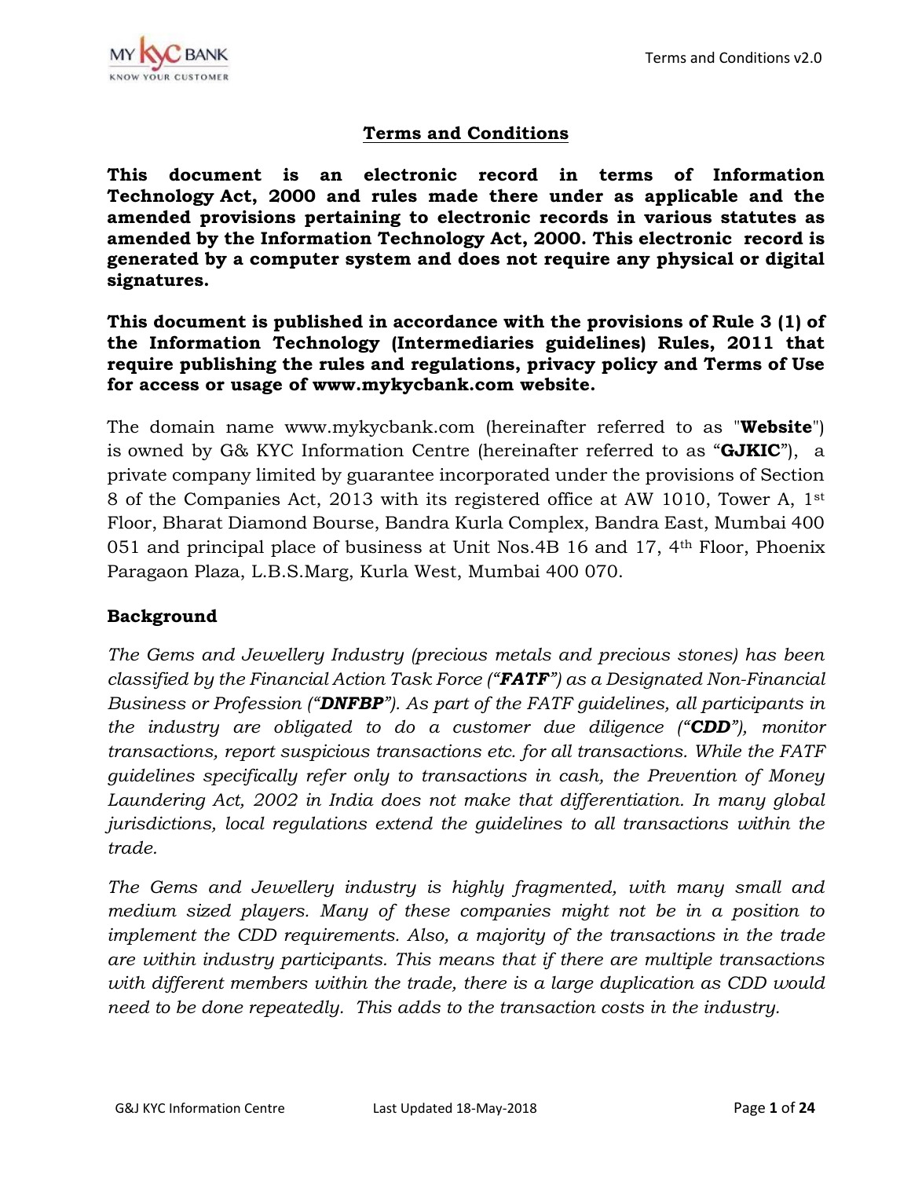# Terms and Conditions

**This document is an electronic record in terms of Information Technology Act, 2000 and rules made there under as applicable and the amended provisions pertaining to electronic records in various statutes as amended by the Information Technology Act, 2000. This electronic record is generated by a computer system and does not require any physical or digital signatures.**

**This document is published in accordance with the provisions of Rule 3 (1) of the Information Technology (Intermediaries guidelines) Rules, 2011 that require publishing the rules and regulations, privacy policy and Terms of Use for access or usage of www.mykycbank.com website.**

The domain name www.mykycbank.com (hereinafter referred to as "**Website**") is owned by G& KYC Information Centre (hereinafter referred to as "**GJKIC**"), a private company limited by guarantee incorporated under the provisions of Section 8 of the Companies Act, 2013 with its registered office at AW 1010, Tower A, 1st Floor, Bharat Diamond Bourse, Bandra Kurla Complex, Bandra East, Mumbai 400 051 and principal place of business at Unit Nos.4B 16 and 17, 4th Floor, Phoenix Paragaon Plaza, L.B.S.Marg, Kurla West, Mumbai 400 070.

## Background

*The Gems and Jewellery Industry (precious metals and precious stones) has been classified by the Financial Action Task Force ("**FATF**") as a Designated Non-Financial Business or Profession ("**DNFBP**"). As part of the FATF guidelines, all participants in the industry are obligated to do a customer due diligence ("**CDD**"), monitor transactions, report suspicious transactions etc. for all transactions. While the FATF guidelines specifically refer only to transactions in cash, the Prevention of Money Laundering Act, 2002 in India does not make that differentiation. In many global jurisdictions, local regulations extend the guidelines to all transactions within the trade.*

*The Gems and Jewellery industry is highly fragmented, with many small and medium sized players. Many of these companies might not be in a position to implement the CDD requirements. Also, a majority of the transactions in the trade are within industry participants. This means that if there are multiple transactions with different members within the trade, there is a large duplication as CDD would need to be done repeatedly. This adds to the transaction costs in the industry.*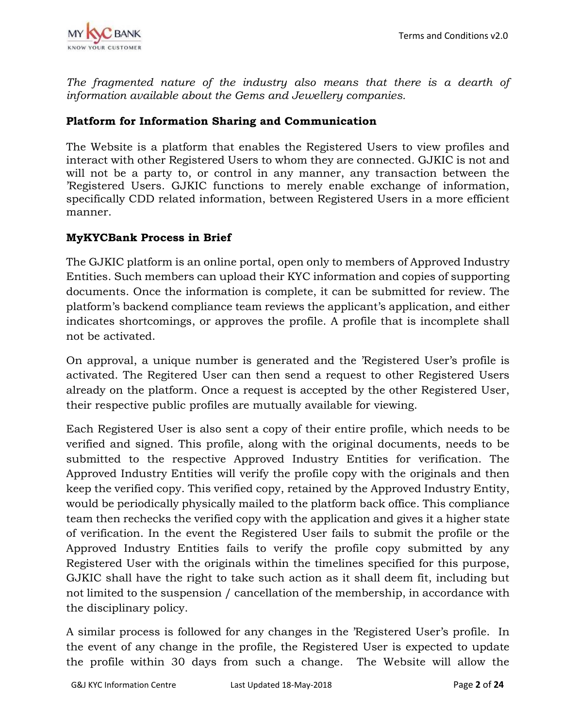*The fragmented nature of the industry also means that there is a dearth of information available about the Gems and Jewellery companies.*

**Platform for Information Sharing and Communication**

The Website is a platform that enables the Registered Users to view profiles and interact with other Registered Users to whom they are connected. GJKIC is not and will not be a party to, or control in any manner, any transaction between the 'Registered Users. GJKIC functions to merely enable exchange of information, specifically CDD related information, between Registered Users in a more efficient manner.

**MyKYCBank Process in Brief**

The GJKIC platform is an online portal, open only to members of Approved Industry Entities. Such members can upload their KYC information and copies of supporting documents. Once the information is complete, it can be submitted for review. The platform's backend compliance team reviews the applicant's application, and either indicates shortcomings, or approves the profile. A profile that is incomplete shall not be activated.

On approval, a unique number is generated and the 'Registered User's profile is activated. The Regitered User can then send a request to other Registered Users already on the platform. Once a request is accepted by the other Registered User, their respective public profiles are mutually available for viewing.

Each Registered User is also sent a copy of their entire profile, which needs to be verified and signed. This profile, along with the original documents, needs to be submitted to the respective Approved Industry Entities for verification. The Approved Industry Entities will verify the profile copy with the originals and then keep the verified copy. This verified copy, retained by the Approved Industry Entity, would be periodically physically mailed to the platform back office. This compliance team then rechecks the verified copy with the application and gives it a higher state of verification. In the event the Registered User fails to submit the profile or the Approved Industry Entities fails to verify the profile copy submitted by any Registered User with the originals within the timelines specified for this purpose, GJKIC shall have the right to take such action as it shall deem fit, including but not limited to the suspension / cancellation of the membership, in accordance with the disciplinary policy.

A similar process is followed for any changes in the 'Registered User's profile. In the event of any change in the profile, the Registered User is expected to update the profile within 30 days from such a change. The Website will allow the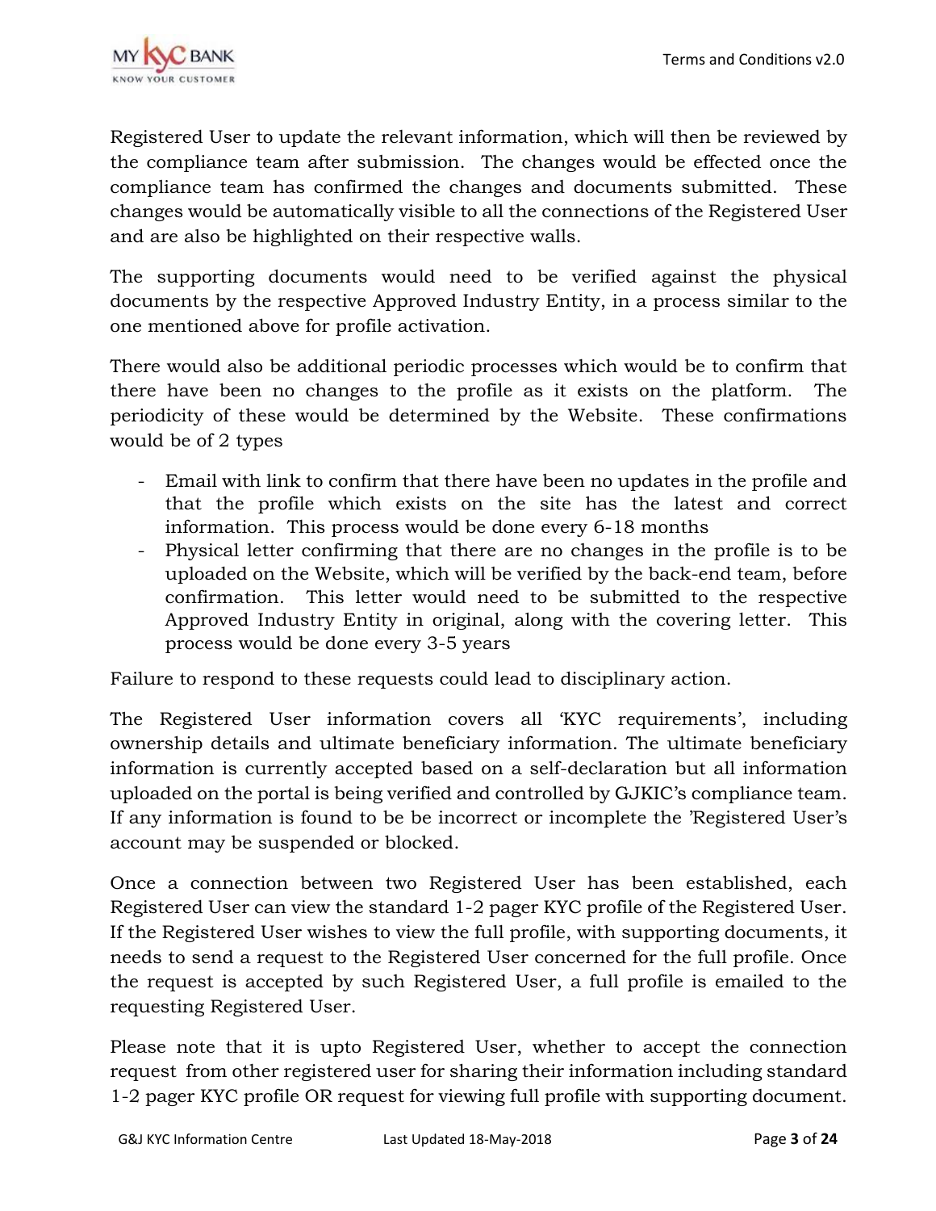Registered User to update the relevant information, which will then be reviewed by the compliance team after submission. The changes would be effected once the compliance team has confirmed the changes and documents submitted. These changes would be automatically visible to all the connections of the Registered User and are also be highlighted on their respective walls.

The supporting documents would need to be verified against the physical documents by the respective Approved Industry Entity, in a process similar to the one mentioned above for profile activation.

There would also be additional periodic processes which would be to confirm that there have been no changes to the profile as it exists on the platform. The periodicity of these would be determined by the Website. These confirmations would be of 2 types

- Email with link to confirm that there have been no updates in the profile and that the profile which exists on the site has the latest and correct information. This process would be done every 6-18 months
- Physical letter confirming that there are no changes in the profile is to be uploaded on the Website, which will be verified by the back-end team, before confirmation. This letter would need to be submitted to the respective Approved Industry Entity in original, along with the covering letter. This process would be done every 3-5 years

Failure to respond to these requests could lead to disciplinary action.

The Registered User information covers all 'KYC requirements', including ownership details and ultimate beneficiary information. The ultimate beneficiary information is currently accepted based on a self-declaration but all information uploaded on the portal is being verified and controlled by GJKIC's compliance team. If any information is found to be be incorrect or incomplete the 'Registered User's account may be suspended or blocked.

Once a connection between two Registered User has been established, each Registered User can view the standard 1-2 pager KYC profile of the Registered User. If the Registered User wishes to view the full profile, with supporting documents, it needs to send a request to the Registered User concerned for the full profile. Once the request is accepted by such Registered User, a full profile is emailed to the requesting Registered User.

Please note that it is upto Registered User, whether to accept the connection request from other registered user for sharing their information including standard 1-2 pager KYC profile OR request for viewing full profile with supporting document.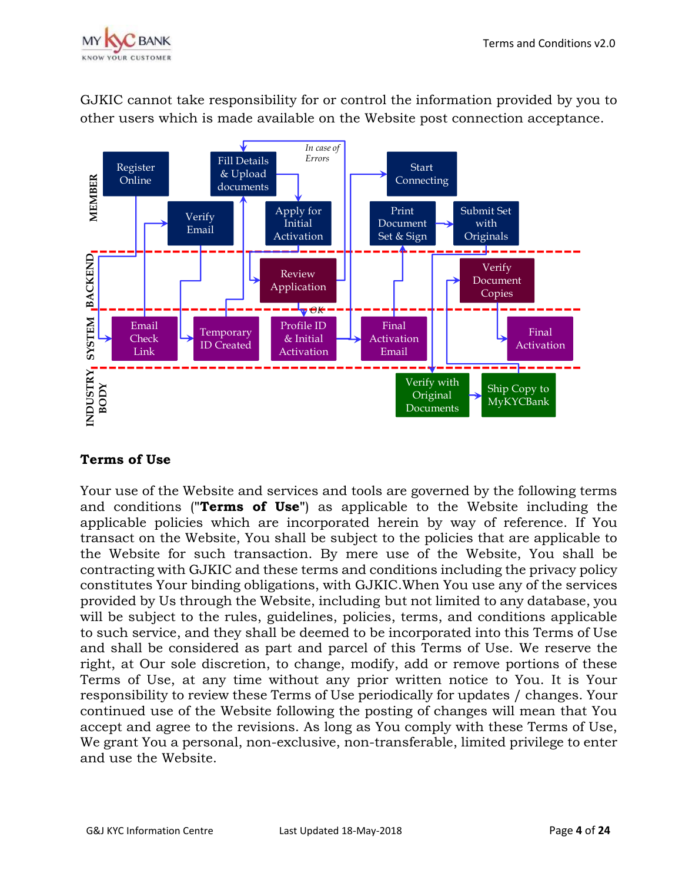GJKIC cannot take responsibility for or control the information provided by you to other users which is made available on the Website post connection acceptance.

## Terms of Use

Your use of the Website and services and tools are governed by the following terms and conditions ("**Terms of Use**") as applicable to the Website including the applicable policies which are incorporated herein by way of reference. If You transact on the Website, You shall be subject to the policies that are applicable to the Website for such transaction. By mere use of the Website, You shall be contracting with GJKIC and these terms and conditions including the privacy policy constitutes Your binding obligations, with GJKIC.When You use any of the services provided by Us through the Website, including but not limited to any database, you will be subject to the rules, guidelines, policies, terms, and conditions applicable to such service, and they shall be deemed to be incorporated into this Terms of Use and shall be considered as part and parcel of this Terms of Use. We reserve the right, at Our sole discretion, to change, modify, add or remove portions of these Terms of Use, at any time without any prior written notice to You. It is Your responsibility to review these Terms of Use periodically for updates / changes. Your continued use of the Website following the posting of changes will mean that You accept and agree to the revisions. As long as You comply with these Terms of Use, We grant You a personal, non-exclusive, non-transferable, limited privilege to enter and use the Website.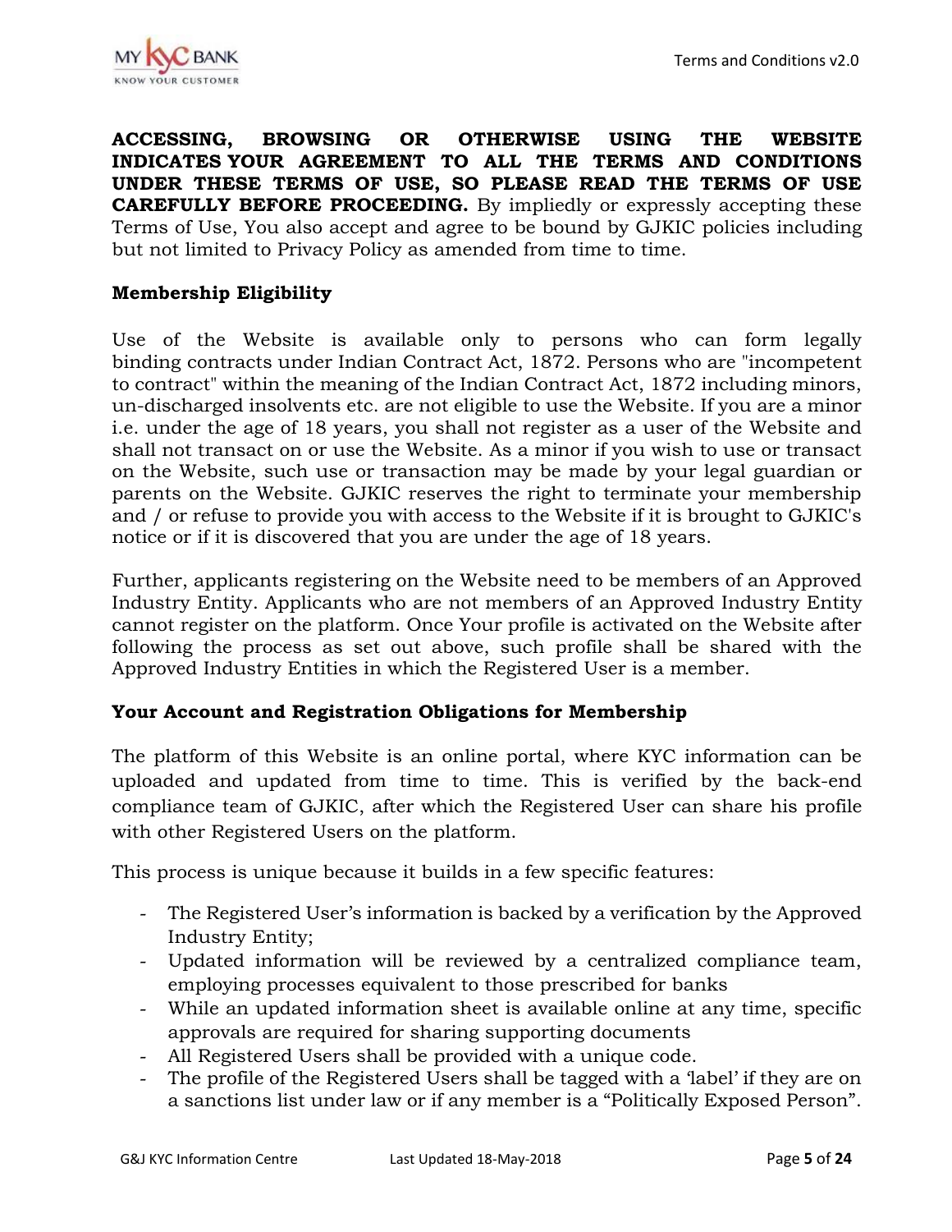**ACCESSING, BROWSING OR OTHERWISE USING THE WEBSITE INDICATES YOUR AGREEMENT TO ALL THE TERMS AND CONDITIONS UNDER THESE TERMS OF USE, SO PLEASE READ THE TERMS OF USE CAREFULLY BEFORE PROCEEDING.** By impliedly or expressly accepting these Terms of Use, You also accept and agree to be bound by GJKIC policies including but not limited to Privacy Policy as amended from time to time.

**Membership Eligibility**

Use of the Website is available only to persons who can form legally binding contracts under Indian Contract Act, 1872. Persons who are "incompetent to contract" within the meaning of the Indian Contract Act, 1872 including minors, un-discharged insolvents etc. are not eligible to use the Website. If you are a minor i.e. under the age of 18 years, you shall not register as a user of the Website and shall not transact on or use the Website. As a minor if you wish to use or transact on the Website, such use or transaction may be made by your legal guardian or parents on the Website. GJKIC reserves the right to terminate your membership and / or refuse to provide you with access to the Website if it is brought to GJKIC's notice or if it is discovered that you are under the age of 18 years.

Further, applicants registering on the Website need to be members of an Approved Industry Entity. Applicants who are not members of an Approved Industry Entity cannot register on the platform. Once Your profile is activated on the Website after following the process as set out above, such profile shall be shared with the Approved Industry Entities in which the Registered User is a member.

**Your Account and Registration Obligations for Membership**

The platform of this Website is an online portal, where KYC information can be uploaded and updated from time to time. This is verified by the back-end compliance team of GJKIC, after which the Registered User can share his profile with other Registered Users on the platform.

This process is unique because it builds in a few specific features:

- The Registered User's information is backed by a verification by the Approved Industry Entity;
- Updated information will be reviewed by a centralized compliance team, employing processes equivalent to those prescribed for banks
- While an updated information sheet is available online at any time, specific approvals are required for sharing supporting documents
- All Registered Users shall be provided with a unique code.
- The profile of the Registered Users shall be tagged with a 'label' if they are on a sanctions list under law or if any member is a "Politically Exposed Person".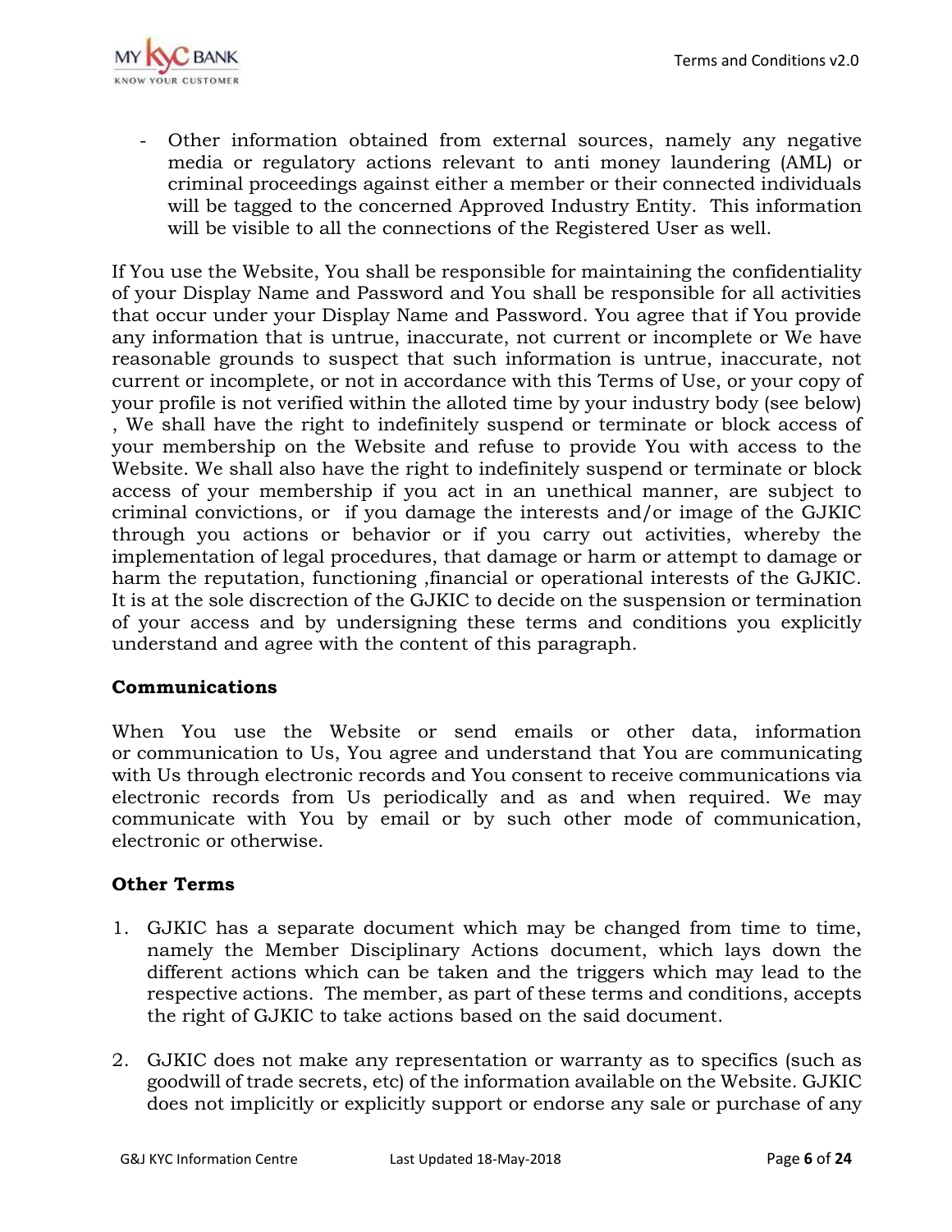- Other information obtained from external sources, namely any negative media or regulatory actions relevant to anti money laundering (AML) or criminal proceedings against either a member or their connected individuals will be tagged to the concerned Approved Industry Entity. This information will be visible to all the connections of the Registered User as well.

If You use the Website, You shall be responsible for maintaining the confidentiality of your Display Name and Password and You shall be responsible for all activities that occur under your Display Name and Password. You agree that if You provide any information that is untrue, inaccurate, not current or incomplete or We have reasonable grounds to suspect that such information is untrue, inaccurate, not current or incomplete, or not in accordance with this Terms of Use, or your copy of your profile is not verified within the alloted time by your industry body (see below) , We shall have the right to indefinitely suspend or terminate or block access of your membership on the Website and refuse to provide You with access to the Website. We shall also have the right to indefinitely suspend or terminate or block access of your membership if you act in an unethical manner, are subject to criminal convictions, or if you damage the interests and/or image of the GJKIC through you actions or behavior or if you carry out activities, whereby the implementation of legal procedures, that damage or harm or attempt to damage or harm the reputation, functioning ,financial or operational interests of the GJKIC. It is at the sole discrection of the GJKIC to decide on the suspension or termination of your access and by undersigning these terms and conditions you explicitly understand and agree with the content of this paragraph.

**Communications**

When You use the Website or send emails or other data, information or communication to Us, You agree and understand that You are communicating with Us through electronic records and You consent to receive communications via electronic records from Us periodically and as and when required. We may communicate with You by email or by such other mode of communication, electronic or otherwise.

**Other Terms**

1. GJKIC has a separate document which may be changed from time to time, namely the Member Disciplinary Actions document, which lays down the different actions which can be taken and the triggers which may lead to the respective actions. The member, as part of these terms and conditions, accepts the right of GJKIC to take actions based on the said document.

2. GJKIC does not make any representation or warranty as to specifics (such as goodwill of trade secrets, etc) of the information available on the Website. GJKIC does not implicitly or explicitly support or endorse any sale or purchase of any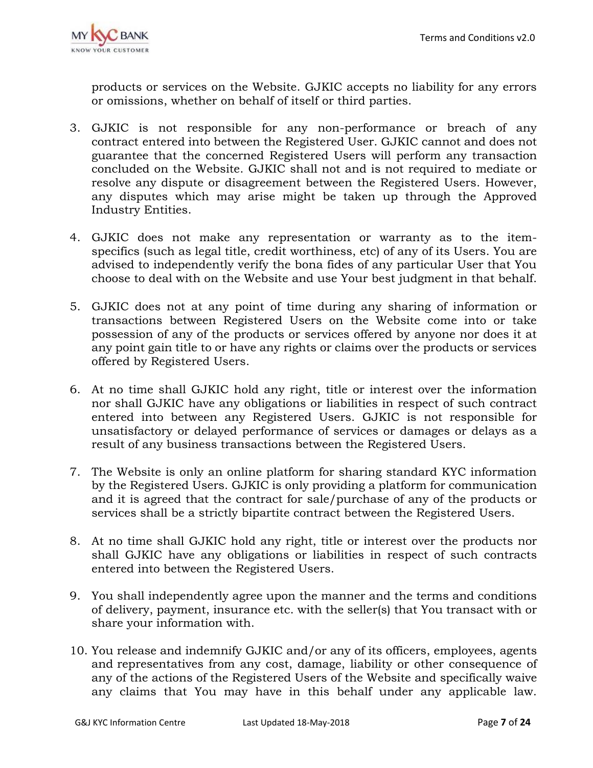products or services on the Website. GJKIC accepts no liability for any errors or omissions, whether on behalf of itself or third parties.

3. GJKIC is not responsible for any non-performance or breach of any contract entered into between the Registered User. GJKIC cannot and does not guarantee that the concerned Registered Users will perform any transaction concluded on the Website. GJKIC shall not and is not required to mediate or resolve any dispute or disagreement between the Registered Users. However, any disputes which may arise might be taken up through the Approved Industry Entities.

4. GJKIC does not make any representation or warranty as to the item-specifics (such as legal title, credit worthiness, etc) of any of its Users. You are advised to independently verify the bona fides of any particular User that You choose to deal with on the Website and use Your best judgment in that behalf.

5. GJKIC does not at any point of time during any sharing of information or transactions between Registered Users on the Website come into or take possession of any of the products or services offered by anyone nor does it at any point gain title to or have any rights or claims over the products or services offered by Registered Users.

6. At no time shall GJKIC hold any right, title or interest over the information nor shall GJKIC have any obligations or liabilities in respect of such contract entered into between any Registered Users. GJKIC is not responsible for unsatisfactory or delayed performance of services or damages or delays as a result of any business transactions between the Registered Users.

7. The Website is only an online platform for sharing standard KYC information by the Registered Users. GJKIC is only providing a platform for communication and it is agreed that the contract for sale/purchase of any of the products or services shall be a strictly bipartite contract between the Registered Users.

8. At no time shall GJKIC hold any right, title or interest over the products nor shall GJKIC have any obligations or liabilities in respect of such contracts entered into between the Registered Users.

9. You shall independently agree upon the manner and the terms and conditions of delivery, payment, insurance etc. with the seller(s) that You transact with or share your information with.

10. You release and indemnify GJKIC and/or any of its officers, employees, agents and representatives from any cost, damage, liability or other consequence of any of the actions of the Registered Users of the Website and specifically waive any claims that You may have in this behalf under any applicable law.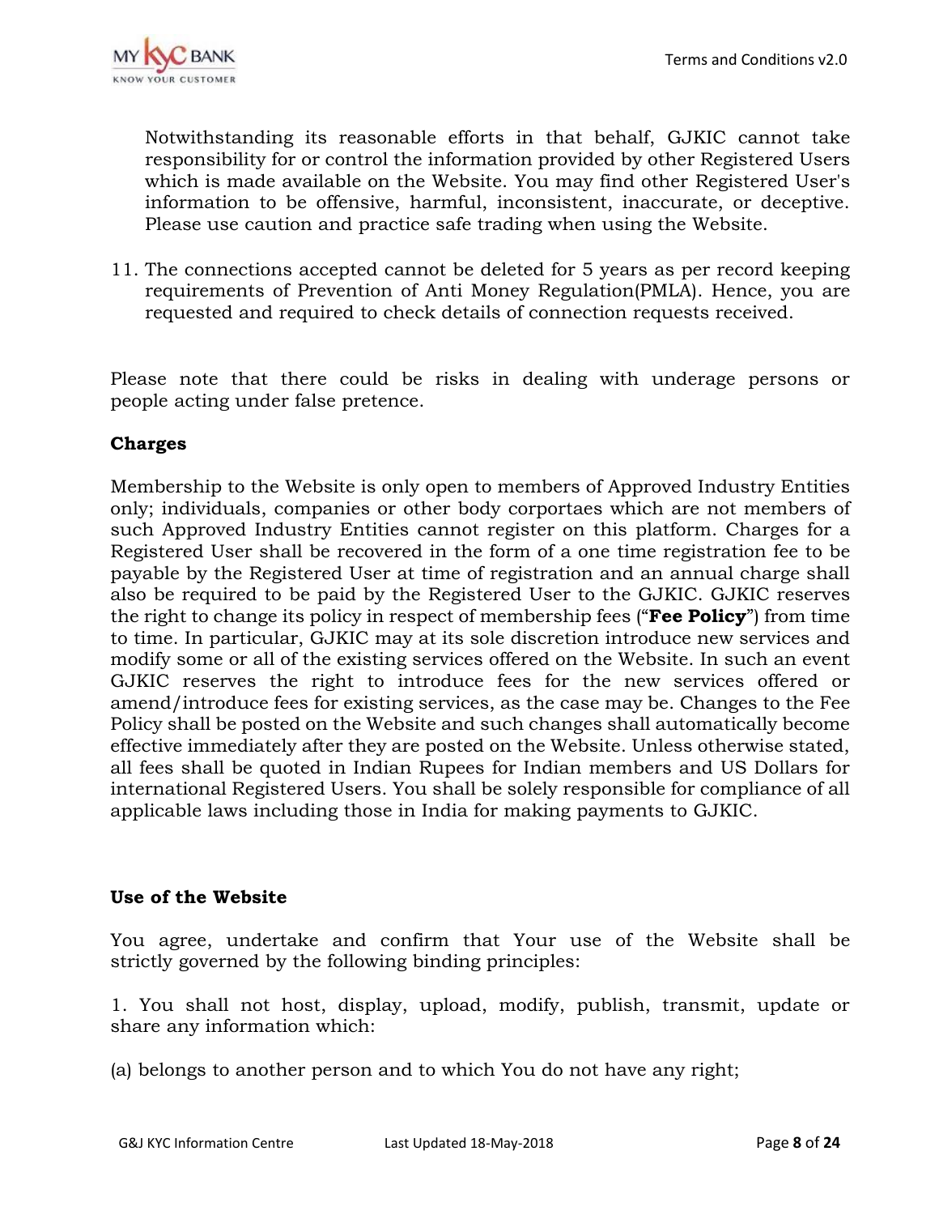Notwithstanding its reasonable efforts in that behalf, GJKIC cannot take responsibility for or control the information provided by other Registered Users which is made available on the Website. You may find other Registered User's information to be offensive, harmful, inconsistent, inaccurate, or deceptive. Please use caution and practice safe trading when using the Website.

11. The connections accepted cannot be deleted for 5 years as per record keeping requirements of Prevention of Anti Money Regulation(PMLA). Hence, you are requested and required to check details of connection requests received.

Please note that there could be risks in dealing with underage persons or people acting under false pretence.

**Charges**

Membership to the Website is only open to members of Approved Industry Entities only; individuals, companies or other body corportaes which are not members of such Approved Industry Entities cannot register on this platform. Charges for a Registered User shall be recovered in the form of a one time registration fee to be payable by the Registered User at time of registration and an annual charge shall also be required to be paid by the Registered User to the GJKIC. GJKIC reserves the right to change its policy in respect of membership fees ("**Fee Policy**") from time to time. In particular, GJKIC may at its sole discretion introduce new services and modify some or all of the existing services offered on the Website. In such an event GJKIC reserves the right to introduce fees for the new services offered or amend/introduce fees for existing services, as the case may be. Changes to the Fee Policy shall be posted on the Website and such changes shall automatically become effective immediately after they are posted on the Website. Unless otherwise stated, all fees shall be quoted in Indian Rupees for Indian members and US Dollars for international Registered Users. You shall be solely responsible for compliance of all applicable laws including those in India for making payments to GJKIC.

**Use of the Website**

You agree, undertake and confirm that Your use of the Website shall be strictly governed by the following binding principles:

1. You shall not host, display, upload, modify, publish, transmit, update or share any information which:

(a) belongs to another person and to which You do not have any right;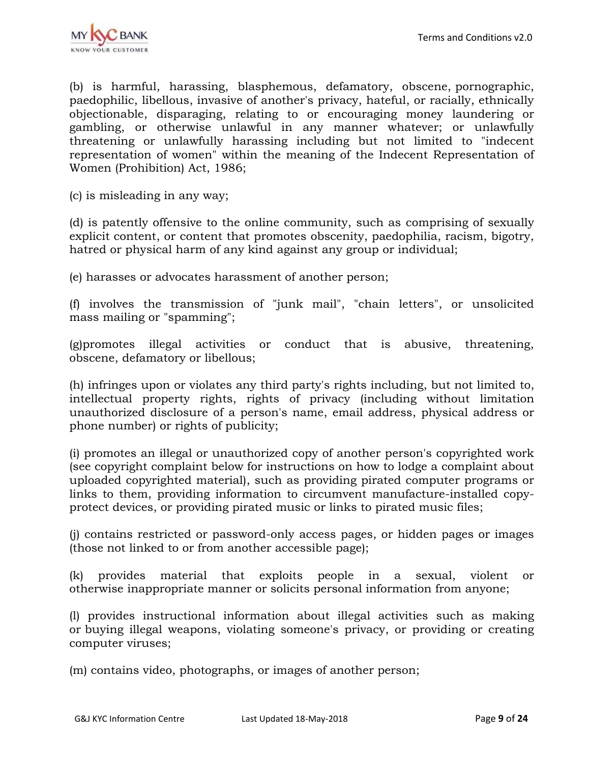(b) is harmful, harassing, blasphemous, defamatory, obscene, pornographic, paedophilic, libellous, invasive of another's privacy, hateful, or racially, ethnically objectionable, disparaging, relating to or encouraging money laundering or gambling, or otherwise unlawful in any manner whatever; or unlawfully threatening or unlawfully harassing including but not limited to "indecent representation of women" within the meaning of the Indecent Representation of Women (Prohibition) Act, 1986;

(c) is misleading in any way;

(d) is patently offensive to the online community, such as comprising of sexually explicit content, or content that promotes obscenity, paedophilia, racism, bigotry, hatred or physical harm of any kind against any group or individual;

(e) harasses or advocates harassment of another person;

(f) involves the transmission of "junk mail", "chain letters", or unsolicited mass mailing or "spamming";

(g)promotes illegal activities or conduct that is abusive, threatening, obscene, defamatory or libellous;

(h) infringes upon or violates any third party's rights including, but not limited to, intellectual property rights, rights of privacy (including without limitation unauthorized disclosure of a person's name, email address, physical address or phone number) or rights of publicity;

(i) promotes an illegal or unauthorized copy of another person's copyrighted work (see copyright complaint below for instructions on how to lodge a complaint about uploaded copyrighted material), such as providing pirated computer programs or links to them, providing information to circumvent manufacture-installed copy-protect devices, or providing pirated music or links to pirated music files;

(j) contains restricted or password-only access pages, or hidden pages or images (those not linked to or from another accessible page);

(k) provides material that exploits people in a sexual, violent or otherwise inappropriate manner or solicits personal information from anyone;

(l) provides instructional information about illegal activities such as making or buying illegal weapons, violating someone's privacy, or providing or creating computer viruses;

(m) contains video, photographs, or images of another person;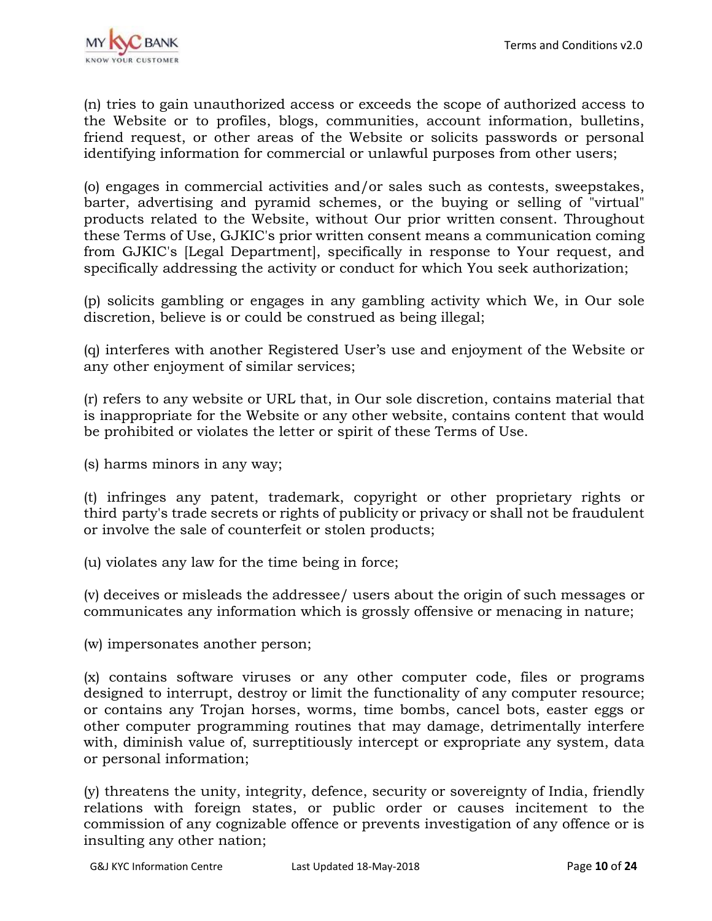(n) tries to gain unauthorized access or exceeds the scope of authorized access to the Website or to profiles, blogs, communities, account information, bulletins, friend request, or other areas of the Website or solicits passwords or personal identifying information for commercial or unlawful purposes from other users;

(o) engages in commercial activities and/or sales such as contests, sweepstakes, barter, advertising and pyramid schemes, or the buying or selling of "virtual" products related to the Website, without Our prior written consent. Throughout these Terms of Use, GJKIC's prior written consent means a communication coming from GJKIC's [Legal Department], specifically in response to Your request, and specifically addressing the activity or conduct for which You seek authorization;

(p) solicits gambling or engages in any gambling activity which We, in Our sole discretion, believe is or could be construed as being illegal;

(q) interferes with another Registered User's use and enjoyment of the Website or any other enjoyment of similar services;

(r) refers to any website or URL that, in Our sole discretion, contains material that is inappropriate for the Website or any other website, contains content that would be prohibited or violates the letter or spirit of these Terms of Use.

(s) harms minors in any way;

(t) infringes any patent, trademark, copyright or other proprietary rights or third party's trade secrets or rights of publicity or privacy or shall not be fraudulent or involve the sale of counterfeit or stolen products;

(u) violates any law for the time being in force;

(v) deceives or misleads the addressee/ users about the origin of such messages or communicates any information which is grossly offensive or menacing in nature;

(w) impersonates another person;

(x) contains software viruses or any other computer code, files or programs designed to interrupt, destroy or limit the functionality of any computer resource; or contains any Trojan horses, worms, time bombs, cancel bots, easter eggs or other computer programming routines that may damage, detrimentally interfere with, diminish value of, surreptitiously intercept or expropriate any system, data or personal information;

(y) threatens the unity, integrity, defence, security or sovereignty of India, friendly relations with foreign states, or public order or causes incitement to the commission of any cognizable offence or prevents investigation of any offence or is insulting any other nation;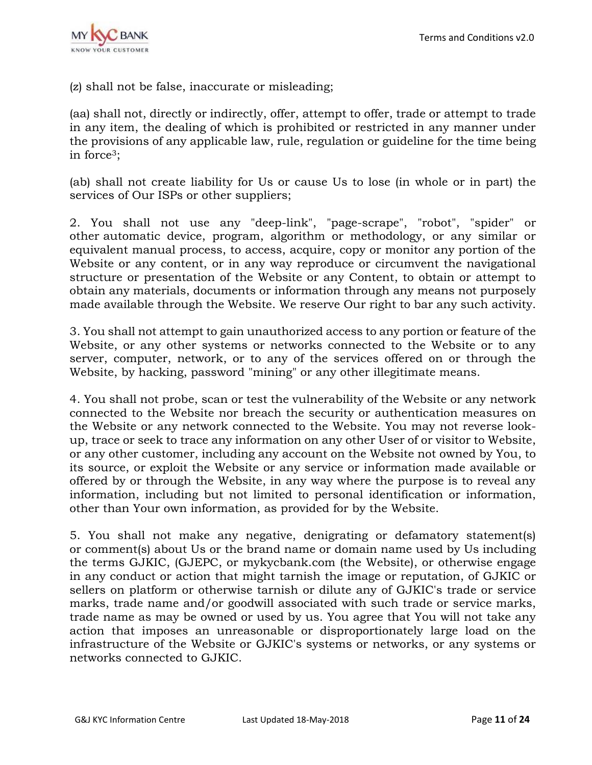(z) shall not be false, inaccurate or misleading;

(aa) shall not, directly or indirectly, offer, attempt to offer, trade or attempt to trade in any item, the dealing of which is prohibited or restricted in any manner under the provisions of any applicable law, rule, regulation or guideline for the time being in force[3];

(ab) shall not create liability for Us or cause Us to lose (in whole or in part) the services of Our ISPs or other suppliers;

2. You shall not use any "deep-link", "page-scrape", "robot", "spider" or other automatic device, program, algorithm or methodology, or any similar or equivalent manual process, to access, acquire, copy or monitor any portion of the Website or any content, or in any way reproduce or circumvent the navigational structure or presentation of the Website or any Content, to obtain or attempt to obtain any materials, documents or information through any means not purposely made available through the Website. We reserve Our right to bar any such activity.

3. You shall not attempt to gain unauthorized access to any portion or feature of the Website, or any other systems or networks connected to the Website or to any server, computer, network, or to any of the services offered on or through the Website, by hacking, password "mining" or any other illegitimate means.

4. You shall not probe, scan or test the vulnerability of the Website or any network connected to the Website nor breach the security or authentication measures on the Website or any network connected to the Website. You may not reverse look-up, trace or seek to trace any information on any other User of or visitor to Website, or any other customer, including any account on the Website not owned by You, to its source, or exploit the Website or any service or information made available or offered by or through the Website, in any way where the purpose is to reveal any information, including but not limited to personal identification or information, other than Your own information, as provided for by the Website.

5. You shall not make any negative, denigrating or defamatory statement(s) or comment(s) about Us or the brand name or domain name used by Us including the terms GJKIC, (GJEPC, or mykycbank.com (the Website), or otherwise engage in any conduct or action that might tarnish the image or reputation, of GJKIC or sellers on platform or otherwise tarnish or dilute any of GJKIC's trade or service marks, trade name and/or goodwill associated with such trade or service marks, trade name as may be owned or used by us. You agree that You will not take any action that imposes an unreasonable or disproportionately large load on the infrastructure of the Website or GJKIC's systems or networks, or any systems or networks connected to GJKIC.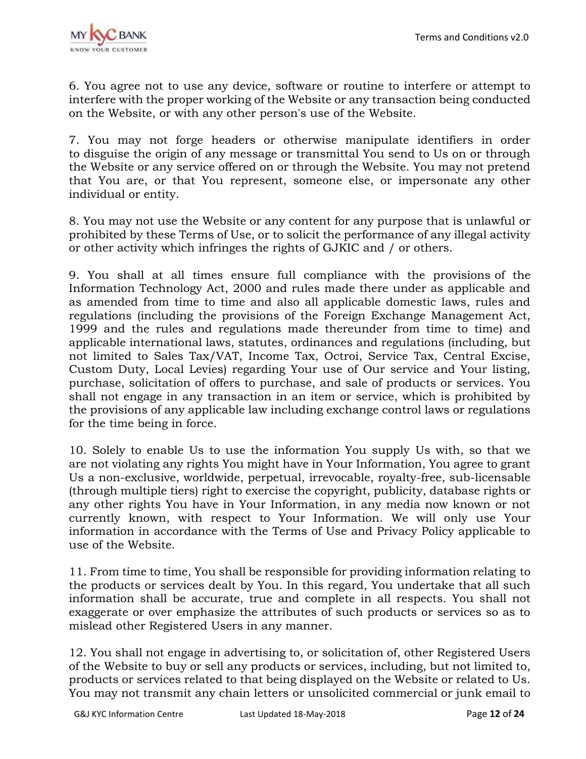6. You agree not to use any device, software or routine to interfere or attempt to interfere with the proper working of the Website or any transaction being conducted on the Website, or with any other person's use of the Website.

7. You may not forge headers or otherwise manipulate identifiers in order to disguise the origin of any message or transmittal You send to Us on or through the Website or any service offered on or through the Website. You may not pretend that You are, or that You represent, someone else, or impersonate any other individual or entity.

8. You may not use the Website or any content for any purpose that is unlawful or prohibited by these Terms of Use, or to solicit the performance of any illegal activity or other activity which infringes the rights of GJKIC and / or others.

9. You shall at all times ensure full compliance with the provisions of the Information Technology Act, 2000 and rules made there under as applicable and as amended from time to time and also all applicable domestic laws, rules and regulations (including the provisions of the Foreign Exchange Management Act, 1999 and the rules and regulations made thereunder from time to time) and applicable international laws, statutes, ordinances and regulations (including, but not limited to Sales Tax/VAT, Income Tax, Octroi, Service Tax, Central Excise, Custom Duty, Local Levies) regarding Your use of Our service and Your listing, purchase, solicitation of offers to purchase, and sale of products or services. You shall not engage in any transaction in an item or service, which is prohibited by the provisions of any applicable law including exchange control laws or regulations for the time being in force.

10. Solely to enable Us to use the information You supply Us with, so that we are not violating any rights You might have in Your Information, You agree to grant Us a non-exclusive, worldwide, perpetual, irrevocable, royalty-free, sub-licensable (through multiple tiers) right to exercise the copyright, publicity, database rights or any other rights You have in Your Information, in any media now known or not currently known, with respect to Your Information. We will only use Your information in accordance with the Terms of Use and Privacy Policy applicable to use of the Website.

11. From time to time, You shall be responsible for providing information relating to the products or services dealt by You. In this regard, You undertake that all such information shall be accurate, true and complete in all respects. You shall not exaggerate or over emphasize the attributes of such products or services so as to mislead other Registered Users in any manner.

12. You shall not engage in advertising to, or solicitation of, other Registered Users of the Website to buy or sell any products or services, including, but not limited to, products or services related to that being displayed on the Website or related to Us. You may not transmit any chain letters or unsolicited commercial or junk email to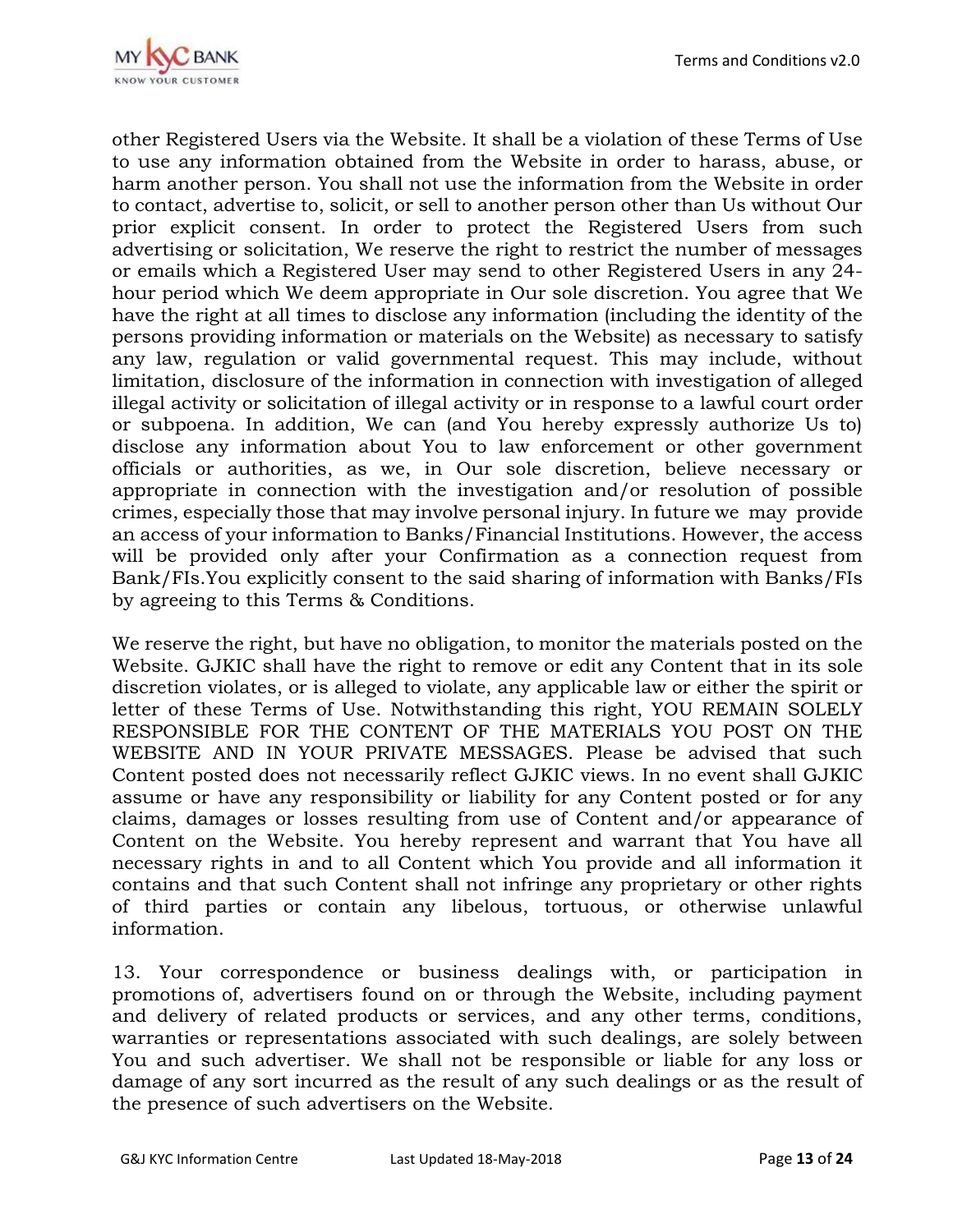other Registered Users via the Website. It shall be a violation of these Terms of Use to use any information obtained from the Website in order to harass, abuse, or harm another person. You shall not use the information from the Website in order to contact, advertise to, solicit, or sell to another person other than Us without Our prior explicit consent. In order to protect the Registered Users from such advertising or solicitation, We reserve the right to restrict the number of messages or emails which a Registered User may send to other Registered Users in any 24-hour period which We deem appropriate in Our sole discretion. You agree that We have the right at all times to disclose any information (including the identity of the persons providing information or materials on the Website) as necessary to satisfy any law, regulation or valid governmental request. This may include, without limitation, disclosure of the information in connection with investigation of alleged illegal activity or solicitation of illegal activity or in response to a lawful court order or subpoena. In addition, We can (and You hereby expressly authorize Us to) disclose any information about You to law enforcement or other government officials or authorities, as we, in Our sole discretion, believe necessary or appropriate in connection with the investigation and/or resolution of possible crimes, especially those that may involve personal injury. In future we may provide an access of your information to Banks/Financial Institutions. However, the access will be provided only after your Confirmation as a connection request from Bank/FIs.You explicitly consent to the said sharing of information with Banks/FIs by agreeing to this Terms & Conditions.

We reserve the right, but have no obligation, to monitor the materials posted on the Website. GJKIC shall have the right to remove or edit any Content that in its sole discretion violates, or is alleged to violate, any applicable law or either the spirit or letter of these Terms of Use. Notwithstanding this right, YOU REMAIN SOLELY RESPONSIBLE FOR THE CONTENT OF THE MATERIALS YOU POST ON THE WEBSITE AND IN YOUR PRIVATE MESSAGES. Please be advised that such Content posted does not necessarily reflect GJKIC views. In no event shall GJKIC assume or have any responsibility or liability for any Content posted or for any claims, damages or losses resulting from use of Content and/or appearance of Content on the Website. You hereby represent and warrant that You have all necessary rights in and to all Content which You provide and all information it contains and that such Content shall not infringe any proprietary or other rights of third parties or contain any libelous, tortuous, or otherwise unlawful information.

13. Your correspondence or business dealings with, or participation in promotions of, advertisers found on or through the Website, including payment and delivery of related products or services, and any other terms, conditions, warranties or representations associated with such dealings, are solely between You and such advertiser. We shall not be responsible or liable for any loss or damage of any sort incurred as the result of any such dealings or as the result of the presence of such advertisers on the Website.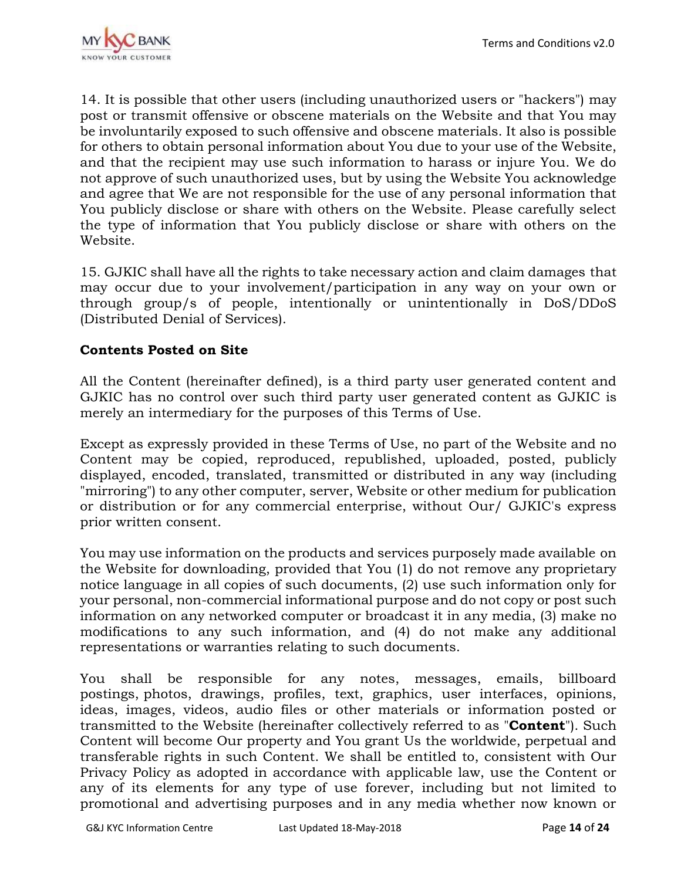14. It is possible that other users (including unauthorized users or "hackers") may post or transmit offensive or obscene materials on the Website and that You may be involuntarily exposed to such offensive and obscene materials. It also is possible for others to obtain personal information about You due to your use of the Website, and that the recipient may use such information to harass or injure You. We do not approve of such unauthorized uses, but by using the Website You acknowledge and agree that We are not responsible for the use of any personal information that You publicly disclose or share with others on the Website. Please carefully select the type of information that You publicly disclose or share with others on the Website.

15. GJKIC shall have all the rights to take necessary action and claim damages that may occur due to your involvement/participation in any way on your own or through group/s of people, intentionally or unintentionally in DoS/DDoS (Distributed Denial of Services).

**Contents Posted on Site**

All the Content (hereinafter defined), is a third party user generated content and GJKIC has no control over such third party user generated content as GJKIC is merely an intermediary for the purposes of this Terms of Use.

Except as expressly provided in these Terms of Use, no part of the Website and no Content may be copied, reproduced, republished, uploaded, posted, publicly displayed, encoded, translated, transmitted or distributed in any way (including "mirroring") to any other computer, server, Website or other medium for publication or distribution or for any commercial enterprise, without Our/ GJKIC's express prior written consent.

You may use information on the products and services purposely made available on the Website for downloading, provided that You (1) do not remove any proprietary notice language in all copies of such documents, (2) use such information only for your personal, non-commercial informational purpose and do not copy or post such information on any networked computer or broadcast it in any media, (3) make no modifications to any such information, and (4) do not make any additional representations or warranties relating to such documents.

You shall be responsible for any notes, messages, emails, billboard postings, photos, drawings, profiles, text, graphics, user interfaces, opinions, ideas, images, videos, audio files or other materials or information posted or transmitted to the Website (hereinafter collectively referred to as "**Content**"). Such Content will become Our property and You grant Us the worldwide, perpetual and transferable rights in such Content. We shall be entitled to, consistent with Our Privacy Policy as adopted in accordance with applicable law, use the Content or any of its elements for any type of use forever, including but not limited to promotional and advertising purposes and in any media whether now known or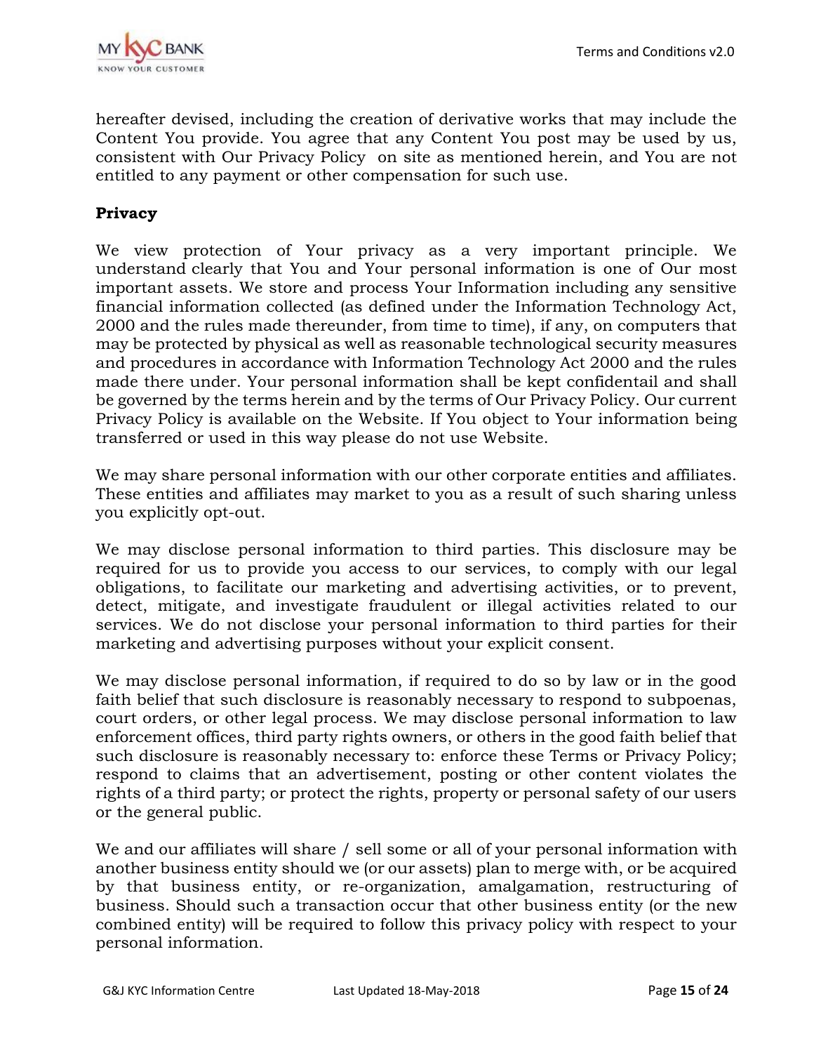hereafter devised, including the creation of derivative works that may include the Content You provide. You agree that any Content You post may be used by us, consistent with Our Privacy Policy on site as mentioned herein, and You are not entitled to any payment or other compensation for such use.

**Privacy**

We view protection of Your privacy as a very important principle. We understand clearly that You and Your personal information is one of Our most important assets. We store and process Your Information including any sensitive financial information collected (as defined under the Information Technology Act, 2000 and the rules made thereunder, from time to time), if any, on computers that may be protected by physical as well as reasonable technological security measures and procedures in accordance with Information Technology Act 2000 and the rules made there under. Your personal information shall be kept confidentail and shall be governed by the terms herein and by the terms of Our Privacy Policy. Our current Privacy Policy is available on the Website. If You object to Your information being transferred or used in this way please do not use Website.

We may share personal information with our other corporate entities and affiliates. These entities and affiliates may market to you as a result of such sharing unless you explicitly opt-out.

We may disclose personal information to third parties. This disclosure may be required for us to provide you access to our services, to comply with our legal obligations, to facilitate our marketing and advertising activities, or to prevent, detect, mitigate, and investigate fraudulent or illegal activities related to our services. We do not disclose your personal information to third parties for their marketing and advertising purposes without your explicit consent.

We may disclose personal information, if required to do so by law or in the good faith belief that such disclosure is reasonably necessary to respond to subpoenas, court orders, or other legal process. We may disclose personal information to law enforcement offices, third party rights owners, or others in the good faith belief that such disclosure is reasonably necessary to: enforce these Terms or Privacy Policy; respond to claims that an advertisement, posting or other content violates the rights of a third party; or protect the rights, property or personal safety of our users or the general public.

We and our affiliates will share / sell some or all of your personal information with another business entity should we (or our assets) plan to merge with, or be acquired by that business entity, or re-organization, amalgamation, restructuring of business. Should such a transaction occur that other business entity (or the new combined entity) will be required to follow this privacy policy with respect to your personal information.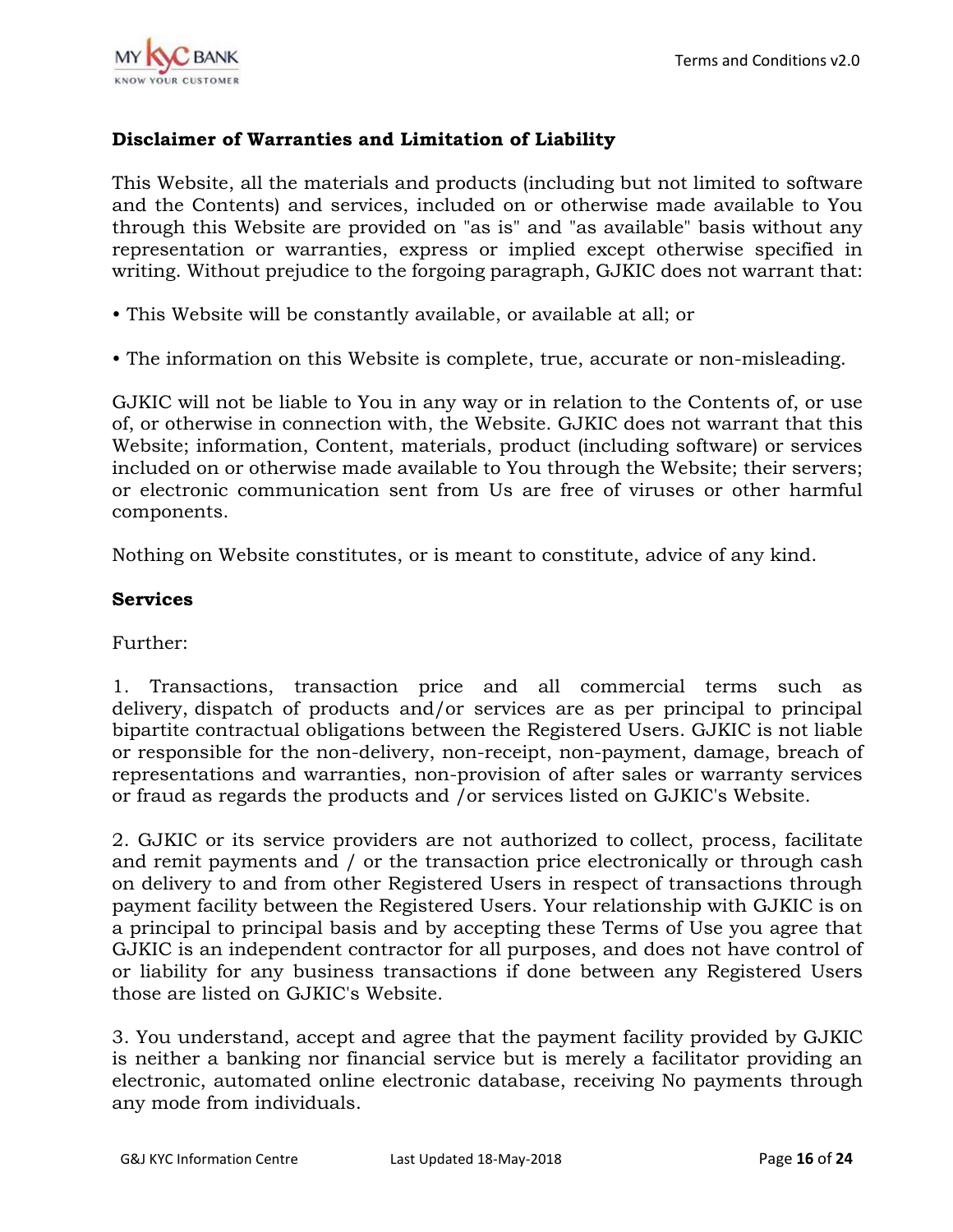**Disclaimer of Warranties and Limitation of Liability**

This Website, all the materials and products (including but not limited to software and the Contents) and services, included on or otherwise made available to You through this Website are provided on "as is" and "as available" basis without any representation or warranties, express or implied except otherwise specified in writing. Without prejudice to the forgoing paragraph, GJKIC does not warrant that:

• This Website will be constantly available, or available at all; or

• The information on this Website is complete, true, accurate or non-misleading.

GJKIC will not be liable to You in any way or in relation to the Contents of, or use of, or otherwise in connection with, the Website. GJKIC does not warrant that this Website; information, Content, materials, product (including software) or services included on or otherwise made available to You through the Website; their servers; or electronic communication sent from Us are free of viruses or other harmful components.

Nothing on Website constitutes, or is meant to constitute, advice of any kind.

**Services**

Further:

1. Transactions, transaction price and all commercial terms such as delivery, dispatch of products and/or services are as per principal to principal bipartite contractual obligations between the Registered Users. GJKIC is not liable or responsible for the non-delivery, non-receipt, non-payment, damage, breach of representations and warranties, non-provision of after sales or warranty services or fraud as regards the products and /or services listed on GJKIC's Website.

2. GJKIC or its service providers are not authorized to collect, process, facilitate and remit payments and / or the transaction price electronically or through cash on delivery to and from other Registered Users in respect of transactions through payment facility between the Registered Users. Your relationship with GJKIC is on a principal to principal basis and by accepting these Terms of Use you agree that GJKIC is an independent contractor for all purposes, and does not have control of or liability for any business transactions if done between any Registered Users those are listed on GJKIC's Website.

3. You understand, accept and agree that the payment facility provided by GJKIC is neither a banking nor financial service but is merely a facilitator providing an electronic, automated online electronic database, receiving No payments through any mode from individuals.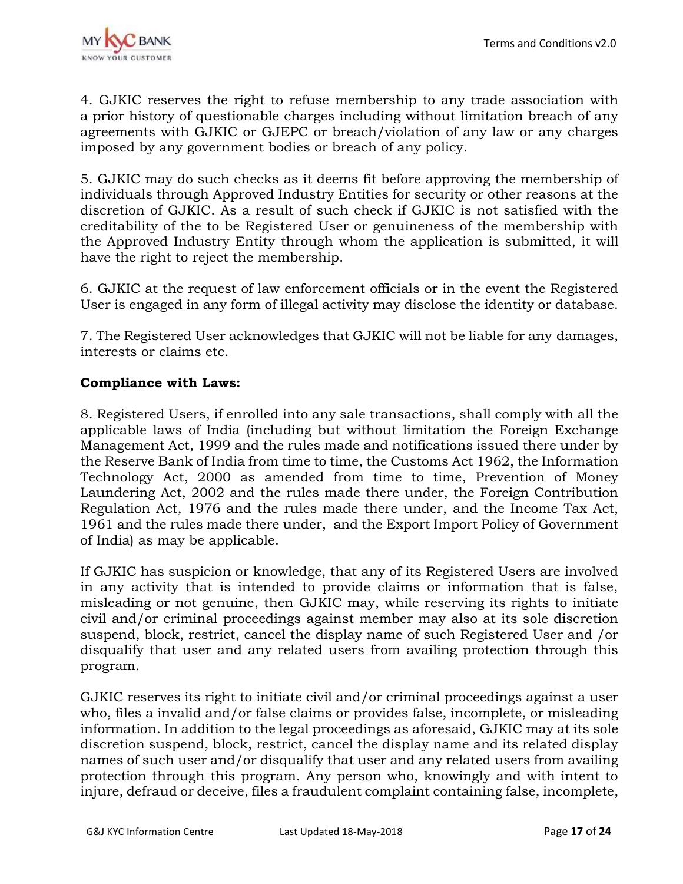4. GJKIC reserves the right to refuse membership to any trade association with a prior history of questionable charges including without limitation breach of any agreements with GJKIC or GJEPC or breach/violation of any law or any charges imposed by any government bodies or breach of any policy.

5. GJKIC may do such checks as it deems fit before approving the membership of individuals through Approved Industry Entities for security or other reasons at the discretion of GJKIC. As a result of such check if GJKIC is not satisfied with the creditability of the to be Registered User or genuineness of the membership with the Approved Industry Entity through whom the application is submitted, it will have the right to reject the membership.

6. GJKIC at the request of law enforcement officials or in the event the Registered User is engaged in any form of illegal activity may disclose the identity or database.

7. The Registered User acknowledges that GJKIC will not be liable for any damages, interests or claims etc.

**Compliance with Laws:**

8. Registered Users, if enrolled into any sale transactions, shall comply with all the applicable laws of India (including but without limitation the Foreign Exchange Management Act, 1999 and the rules made and notifications issued there under by the Reserve Bank of India from time to time, the Customs Act 1962, the Information Technology Act, 2000 as amended from time to time, Prevention of Money Laundering Act, 2002 and the rules made there under, the Foreign Contribution Regulation Act, 1976 and the rules made there under, and the Income Tax Act, 1961 and the rules made there under, and the Export Import Policy of Government of India) as may be applicable.

If GJKIC has suspicion or knowledge, that any of its Registered Users are involved in any activity that is intended to provide claims or information that is false, misleading or not genuine, then GJKIC may, while reserving its rights to initiate civil and/or criminal proceedings against member may also at its sole discretion suspend, block, restrict, cancel the display name of such Registered User and /or disqualify that user and any related users from availing protection through this program.

GJKIC reserves its right to initiate civil and/or criminal proceedings against a user who, files a invalid and/or false claims or provides false, incomplete, or misleading information. In addition to the legal proceedings as aforesaid, GJKIC may at its sole discretion suspend, block, restrict, cancel the display name and its related display names of such user and/or disqualify that user and any related users from availing protection through this program. Any person who, knowingly and with intent to injure, defraud or deceive, files a fraudulent complaint containing false, incomplete,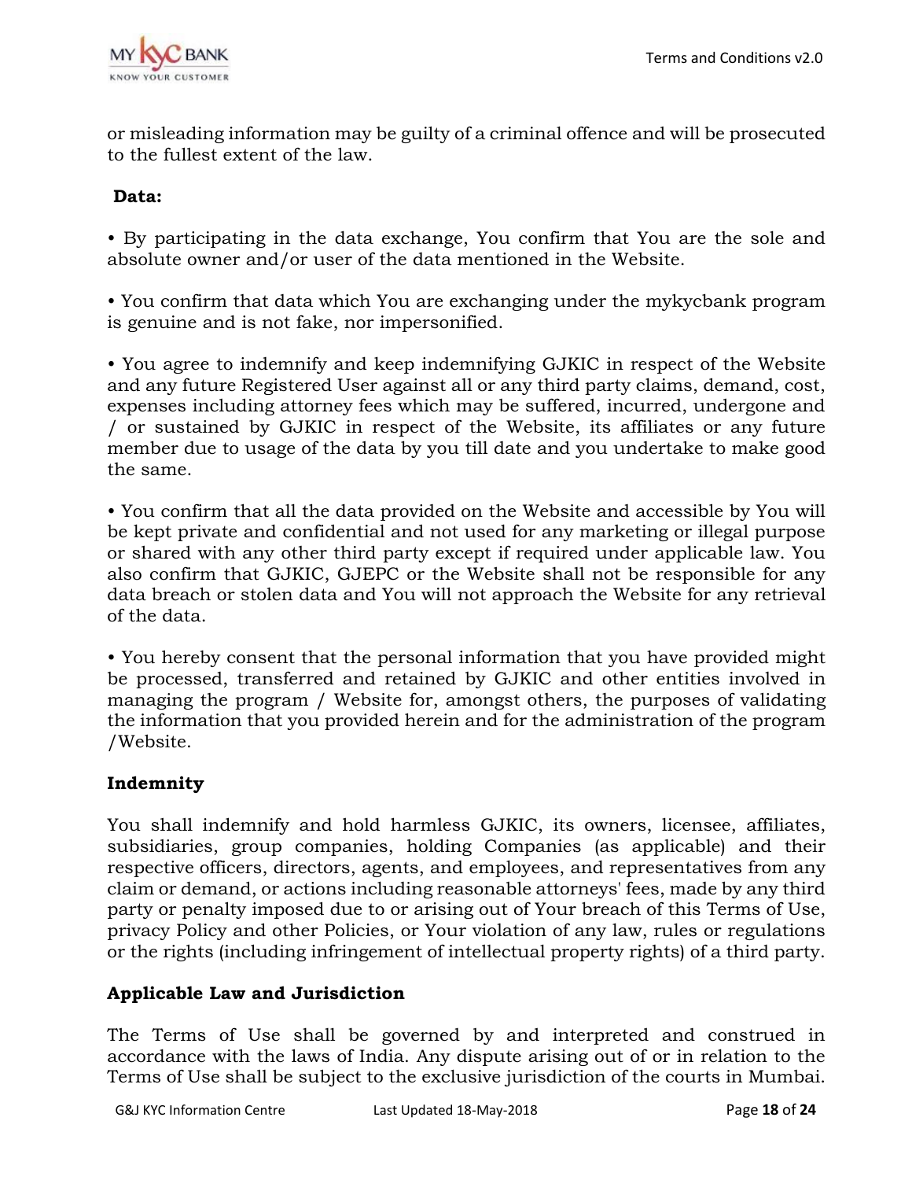or misleading information may be guilty of a criminal offence and will be prosecuted to the fullest extent of the law.

**Data:**

• By participating in the data exchange, You confirm that You are the sole and absolute owner and/or user of the data mentioned in the Website.

• You confirm that data which You are exchanging under the mykycbank program is genuine and is not fake, nor impersonified.

• You agree to indemnify and keep indemnifying GJKIC in respect of the Website and any future Registered User against all or any third party claims, demand, cost, expenses including attorney fees which may be suffered, incurred, undergone and / or sustained by GJKIC in respect of the Website, its affiliates or any future member due to usage of the data by you till date and you undertake to make good the same.

• You confirm that all the data provided on the Website and accessible by You will be kept private and confidential and not used for any marketing or illegal purpose or shared with any other third party except if required under applicable law. You also confirm that GJKIC, GJEPC or the Website shall not be responsible for any data breach or stolen data and You will not approach the Website for any retrieval of the data.

• You hereby consent that the personal information that you have provided might be processed, transferred and retained by GJKIC and other entities involved in managing the program / Website for, amongst others, the purposes of validating the information that you provided herein and for the administration of the program /Website.

**Indemnity**

You shall indemnify and hold harmless GJKIC, its owners, licensee, affiliates, subsidiaries, group companies, holding Companies (as applicable) and their respective officers, directors, agents, and employees, and representatives from any claim or demand, or actions including reasonable attorneys' fees, made by any third party or penalty imposed due to or arising out of Your breach of this Terms of Use, privacy Policy and other Policies, or Your violation of any law, rules or regulations or the rights (including infringement of intellectual property rights) of a third party.

**Applicable Law and Jurisdiction**

The Terms of Use shall be governed by and interpreted and construed in accordance with the laws of India. Any dispute arising out of or in relation to the Terms of Use shall be subject to the exclusive jurisdiction of the courts in Mumbai.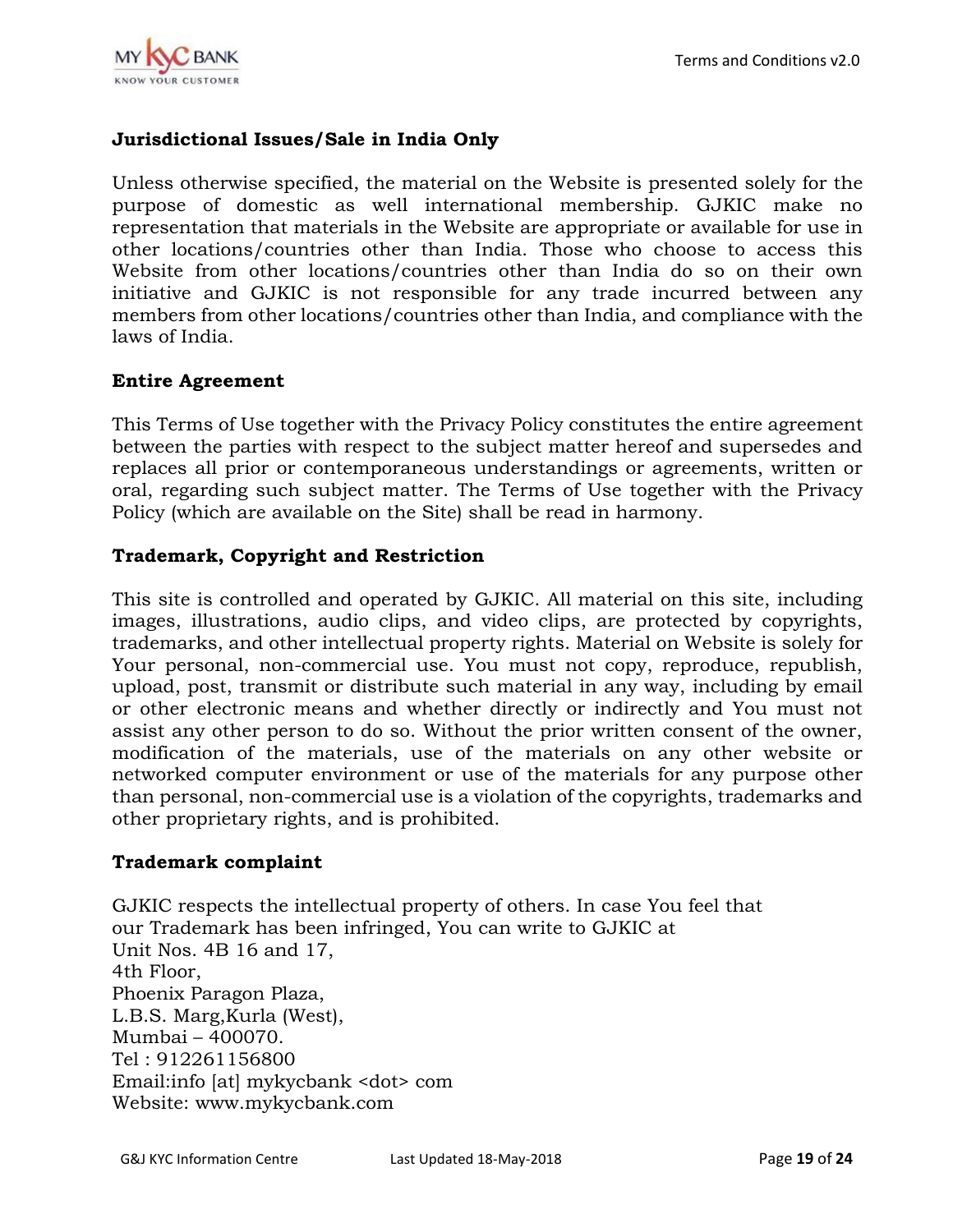## Jurisdictional Issues/Sale in India Only

Unless otherwise specified, the material on the Website is presented solely for the purpose of domestic as well international membership. GJKIC make no representation that materials in the Website are appropriate or available for use in other locations/countries other than India. Those who choose to access this Website from other locations/countries other than India do so on their own initiative and GJKIC is not responsible for any trade incurred between any members from other locations/countries other than India, and compliance with the laws of India.

## Entire Agreement

This Terms of Use together with the Privacy Policy constitutes the entire agreement between the parties with respect to the subject matter hereof and supersedes and replaces all prior or contemporaneous understandings or agreements, written or oral, regarding such subject matter. The Terms of Use together with the Privacy Policy (which are available on the Site) shall be read in harmony.

## Trademark, Copyright and Restriction

This site is controlled and operated by GJKIC. All material on this site, including images, illustrations, audio clips, and video clips, are protected by copyrights, trademarks, and other intellectual property rights. Material on Website is solely for Your personal, non-commercial use. You must not copy, reproduce, republish, upload, post, transmit or distribute such material in any way, including by email or other electronic means and whether directly or indirectly and You must not assist any other person to do so. Without the prior written consent of the owner, modification of the materials, use of the materials on any other website or networked computer environment or use of the materials for any purpose other than personal, non-commercial use is a violation of the copyrights, trademarks and other proprietary rights, and is prohibited.

## Trademark complaint

GJKIC respects the intellectual property of others. In case You feel that our Trademark has been infringed, You can write to GJKIC at
Unit Nos. 4B 16 and 17,
4th Floor,
Phoenix Paragon Plaza,
L.B.S. Marg,Kurla (West),
Mumbai – 400070.
Tel : 912261156800
Email:info [at] mykycbank <dot> com
Website: www.mykycbank.com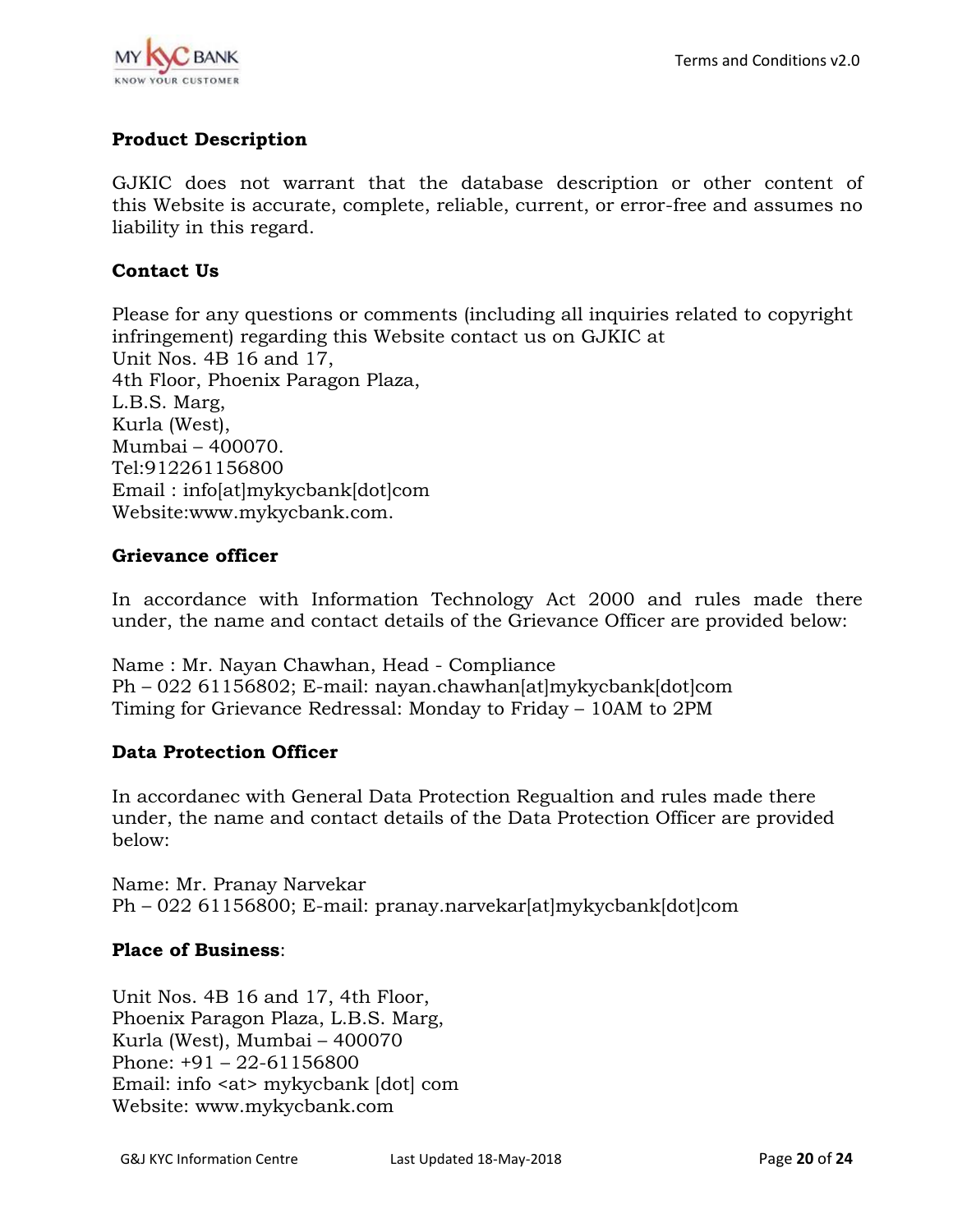## Product Description

GJKIC does not warrant that the database description or other content of this Website is accurate, complete, reliable, current, or error-free and assumes no liability in this regard.

## Contact Us

Please for any questions or comments (including all inquiries related to copyright infringement) regarding this Website contact us on GJKIC at
Unit Nos. 4B 16 and 17,
4th Floor, Phoenix Paragon Plaza,
L.B.S. Marg,
Kurla (West),
Mumbai – 400070.
Tel:912261156800
Email : info[at]mykycbank[dot]com
Website:www.mykycbank.com.

## Grievance officer

In accordance with Information Technology Act 2000 and rules made there under, the name and contact details of the Grievance Officer are provided below:

Name : Mr. Nayan Chawhan, Head - Compliance
Ph – 022 61156802; E-mail: nayan.chawhan[at]mykycbank[dot]com
Timing for Grievance Redressal: Monday to Friday – 10AM to 2PM

## Data Protection Officer

In accordanec with General Data Protection Regualtion and rules made there under, the name and contact details of the Data Protection Officer are provided below:

Name: Mr. Pranay Narvekar
Ph – 022 61156800; E-mail: pranay.narvekar[at]mykycbank[dot]com

**Place of Business**:

Unit Nos. 4B 16 and 17, 4th Floor,
Phoenix Paragon Plaza, L.B.S. Marg,
Kurla (West), Mumbai – 400070
Phone: +91 – 22-61156800
Email: info <at> mykycbank [dot] com
Website: www.mykycbank.com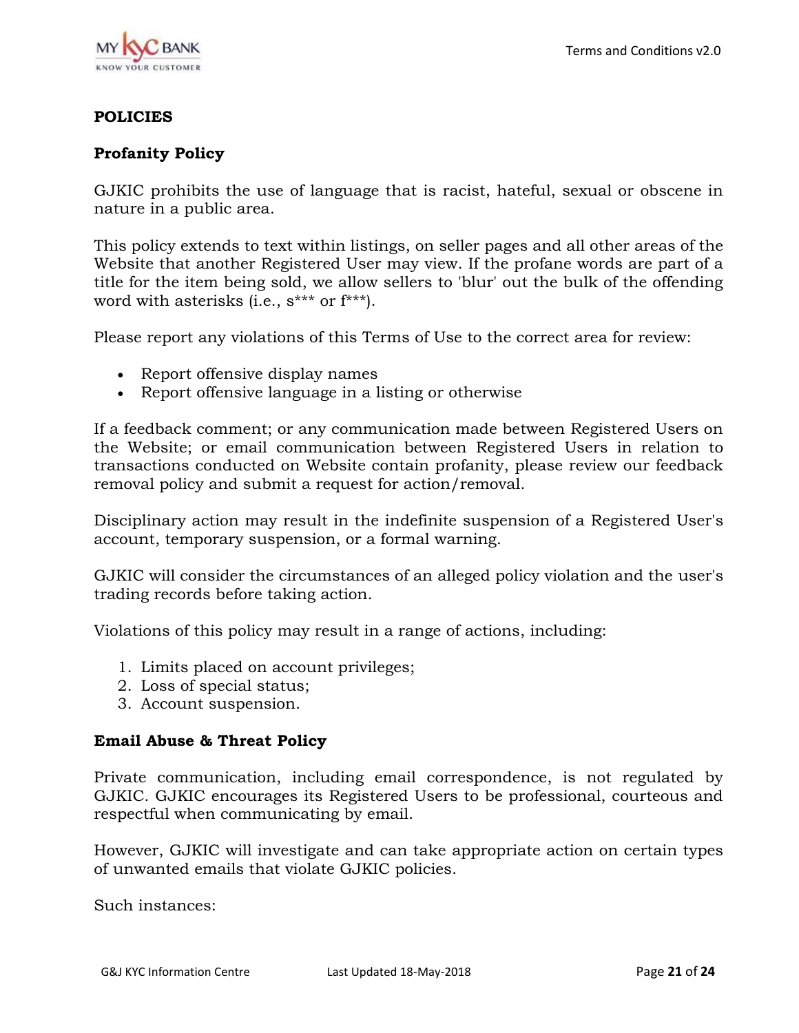## POLICIES

### Profanity Policy

GJKIC prohibits the use of language that is racist, hateful, sexual or obscene in nature in a public area.

This policy extends to text within listings, on seller pages and all other areas of the Website that another Registered User may view. If the profane words are part of a title for the item being sold, we allow sellers to 'blur' out the bulk of the offending word with asterisks (i.e., s*** or f***).

Please report any violations of this Terms of Use to the correct area for review:

- Report offensive display names
- Report offensive language in a listing or otherwise

If a feedback comment; or any communication made between Registered Users on the Website; or email communication between Registered Users in relation to transactions conducted on Website contain profanity, please review our feedback removal policy and submit a request for action/removal.

Disciplinary action may result in the indefinite suspension of a Registered User's account, temporary suspension, or a formal warning.

GJKIC will consider the circumstances of an alleged policy violation and the user's trading records before taking action.

Violations of this policy may result in a range of actions, including:

1. Limits placed on account privileges;
2. Loss of special status;
3. Account suspension.

### Email Abuse & Threat Policy

Private communication, including email correspondence, is not regulated by GJKIC. GJKIC encourages its Registered Users to be professional, courteous and respectful when communicating by email.

However, GJKIC will investigate and can take appropriate action on certain types of unwanted emails that violate GJKIC policies.

Such instances: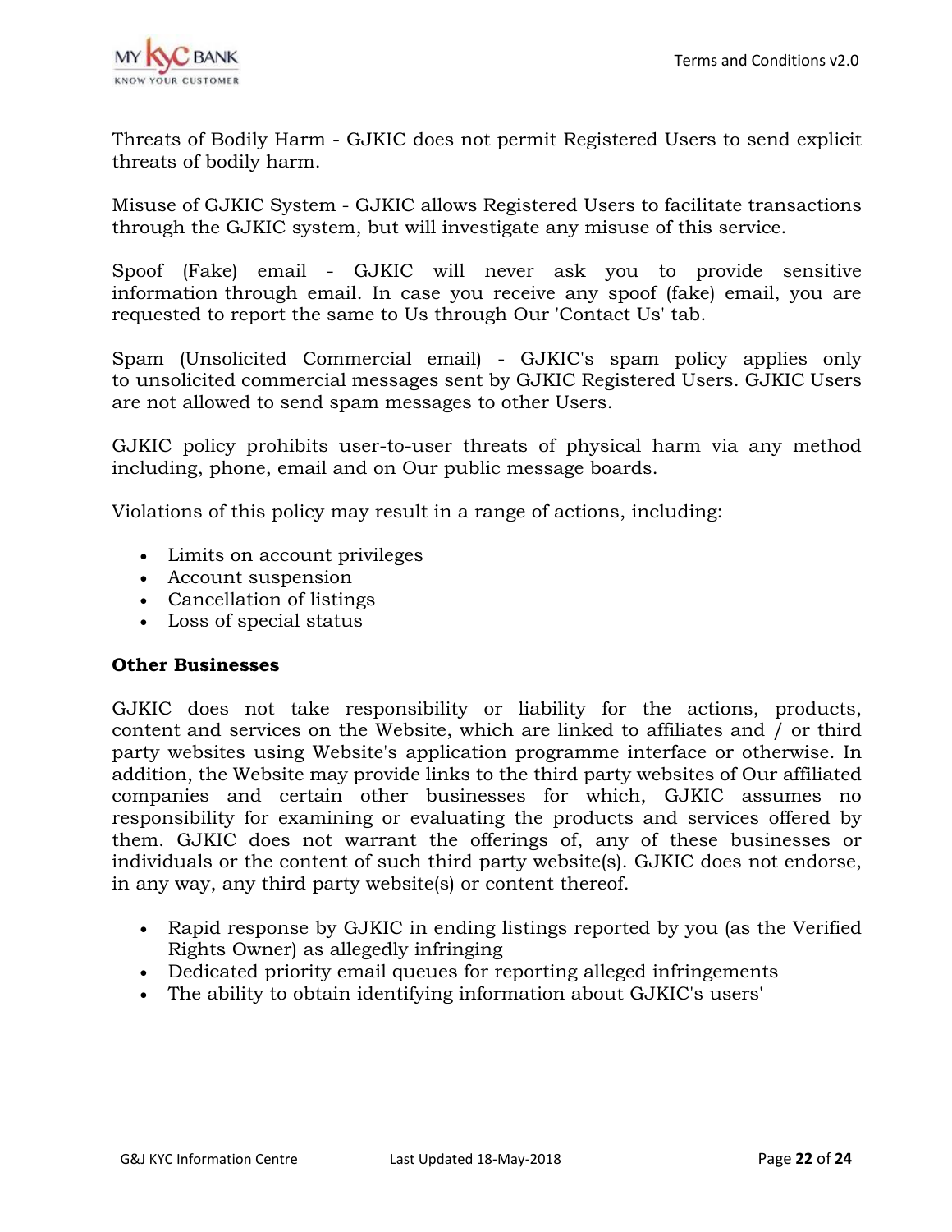Threats of Bodily Harm - GJKIC does not permit Registered Users to send explicit threats of bodily harm.

Misuse of GJKIC System - GJKIC allows Registered Users to facilitate transactions through the GJKIC system, but will investigate any misuse of this service.

Spoof (Fake) email - GJKIC will never ask you to provide sensitive information through email. In case you receive any spoof (fake) email, you are requested to report the same to Us through Our 'Contact Us' tab.

Spam (Unsolicited Commercial email) - GJKIC's spam policy applies only to unsolicited commercial messages sent by GJKIC Registered Users. GJKIC Users are not allowed to send spam messages to other Users.

GJKIC policy prohibits user-to-user threats of physical harm via any method including, phone, email and on Our public message boards.

Violations of this policy may result in a range of actions, including:

- Limits on account privileges
- Account suspension
- Cancellation of listings
- Loss of special status

**Other Businesses**

GJKIC does not take responsibility or liability for the actions, products, content and services on the Website, which are linked to affiliates and / or third party websites using Website's application programme interface or otherwise. In addition, the Website may provide links to the third party websites of Our affiliated companies and certain other businesses for which, GJKIC assumes no responsibility for examining or evaluating the products and services offered by them. GJKIC does not warrant the offerings of, any of these businesses or individuals or the content of such third party website(s). GJKIC does not endorse, in any way, any third party website(s) or content thereof.

- Rapid response by GJKIC in ending listings reported by you (as the Verified Rights Owner) as allegedly infringing
- Dedicated priority email queues for reporting alleged infringements
- The ability to obtain identifying information about GJKIC's users'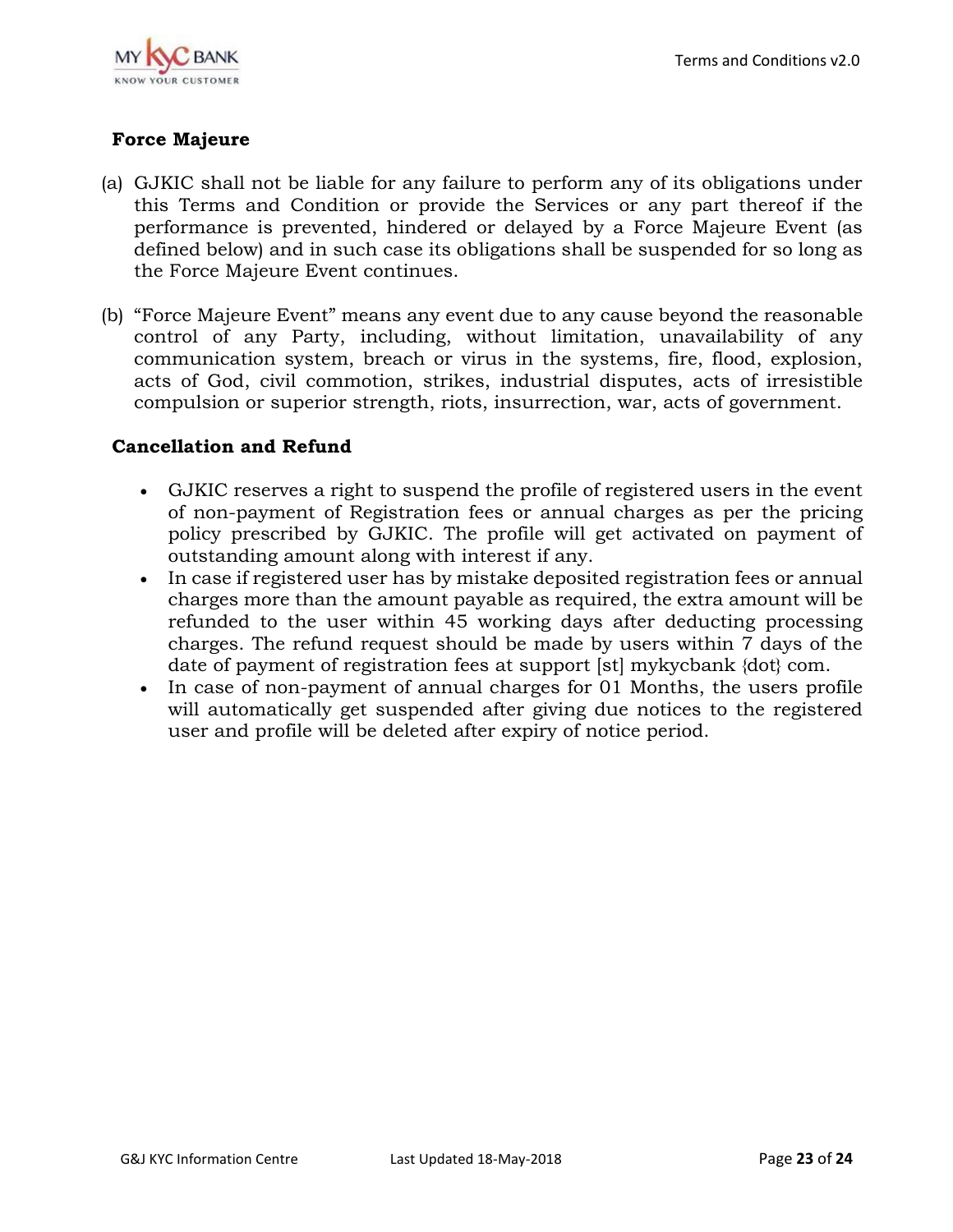## Force Majeure

(a) GJKIC shall not be liable for any failure to perform any of its obligations under this Terms and Condition or provide the Services or any part thereof if the performance is prevented, hindered or delayed by a Force Majeure Event (as defined below) and in such case its obligations shall be suspended for so long as the Force Majeure Event continues.

(b) "Force Majeure Event" means any event due to any cause beyond the reasonable control of any Party, including, without limitation, unavailability of any communication system, breach or virus in the systems, fire, flood, explosion, acts of God, civil commotion, strikes, industrial disputes, acts of irresistible compulsion or superior strength, riots, insurrection, war, acts of government.

## Cancellation and Refund

- GJKIC reserves a right to suspend the profile of registered users in the event of non-payment of Registration fees or annual charges as per the pricing policy prescribed by GJKIC. The profile will get activated on payment of outstanding amount along with interest if any.
- In case if registered user has by mistake deposited registration fees or annual charges more than the amount payable as required, the extra amount will be refunded to the user within 45 working days after deducting processing charges. The refund request should be made by users within 7 days of the date of payment of registration fees at support [st] mykycbank {dot} com.
- In case of non-payment of annual charges for 01 Months, the users profile will automatically get suspended after giving due notices to the registered user and profile will be deleted after expiry of notice period.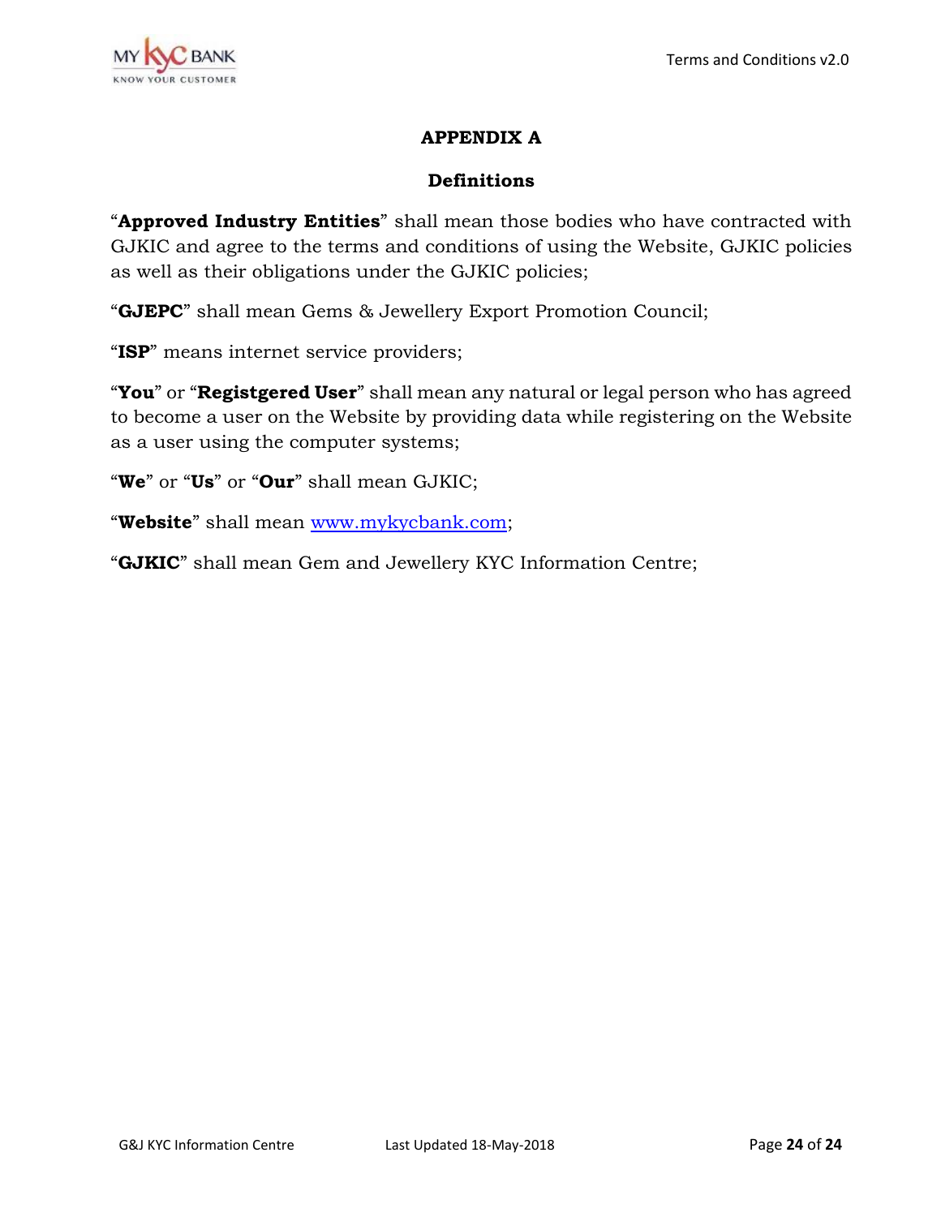# APPENDIX A

## Definitions

"**Approved Industry Entities**" shall mean those bodies who have contracted with GJKIC and agree to the terms and conditions of using the Website, GJKIC policies as well as their obligations under the GJKIC policies;

"**GJEPC**" shall mean Gems & Jewellery Export Promotion Council;

"**ISP**" means internet service providers;

"**You**" or "**Registgered User**" shall mean any natural or legal person who has agreed to become a user on the Website by providing data while registering on the Website as a user using the computer systems;

"**We**" or "**Us**" or "**Our**" shall mean GJKIC;

"**Website**" shall mean www.mykycbank.com;

"**GJKIC**" shall mean Gem and Jewellery KYC Information Centre;